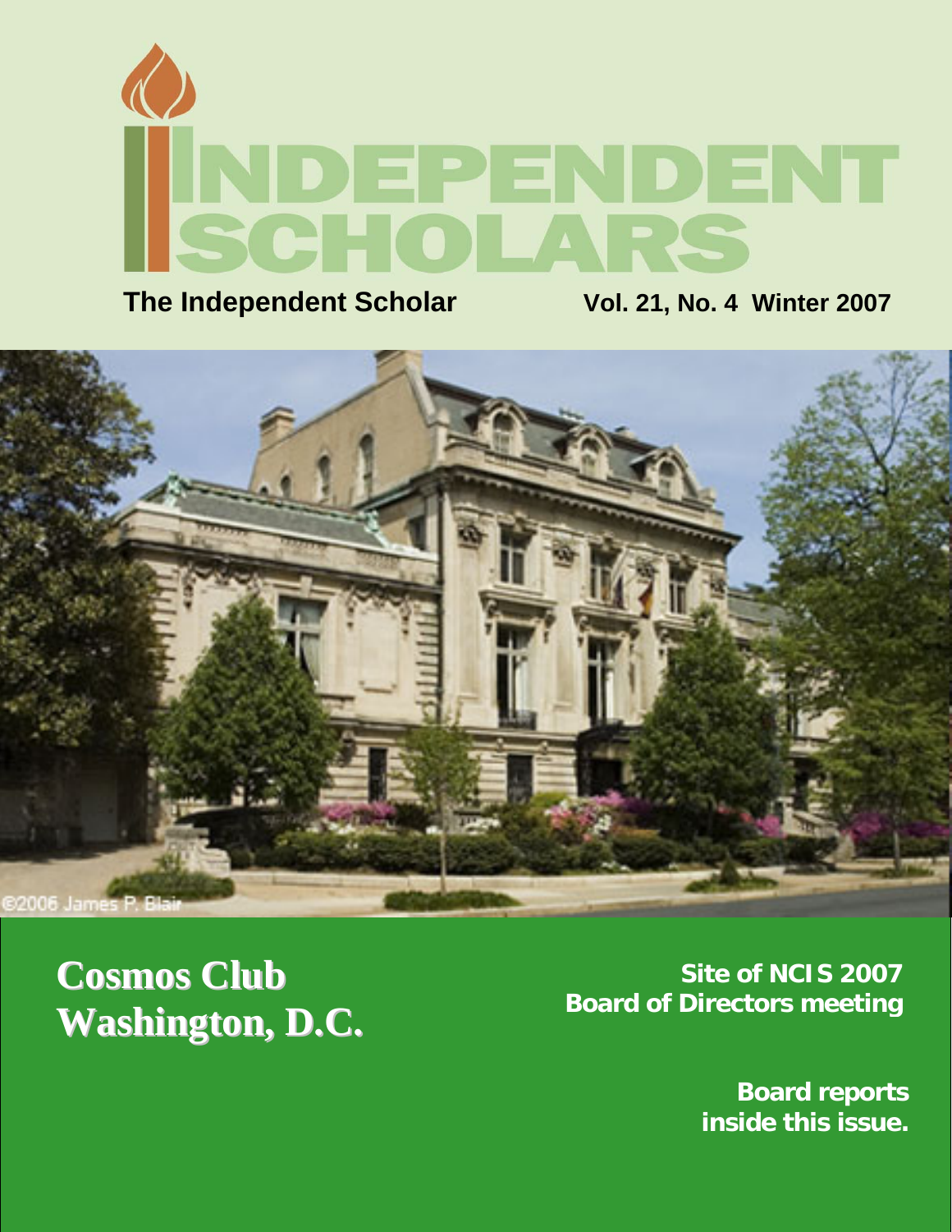# INDEPENDENT SCHOLARS

**The Independent Scholar** **Vol. 21, No. 4 Winter 2007**

©2006 James P. Blair

## Cosmos Club
## Washington, D.C.

**Site of NCIS 2007 Board of Directors meeting**

**Board reports inside this issue.**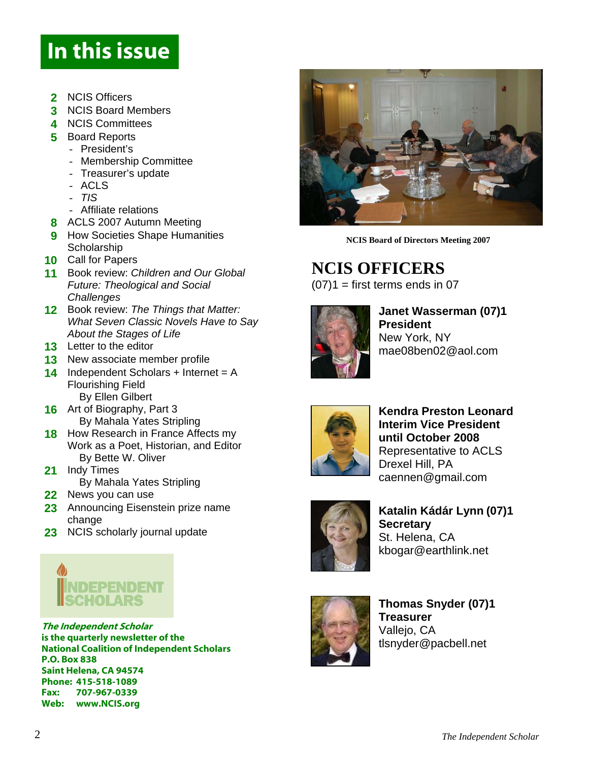# In this issue

- **2** NCIS Officers
- **3** NCIS Board Members
- **4** NCIS Committees
- **5** Board Reports
  - President's
  - Membership Committee
  - Treasurer's update
  - ACLS
  - *TIS*
  - Affiliate relations
- **8** ACLS 2007 Autumn Meeting
- **9** How Societies Shape Humanities Scholarship
- **10** Call for Papers
- **11** Book review: *Children and Our Global Future: Theological and Social Challenges*
- **12** Book review: *The Things that Matter: What Seven Classic Novels Have to Say About the Stages of Life*
- **13** Letter to the editor
- **13** New associate member profile
- **14** Independent Scholars + Internet = A Flourishing Field
  By Ellen Gilbert
- **16** Art of Biography, Part 3
  By Mahala Yates Stripling
- **18** How Research in France Affects my Work as a Poet, Historian, and Editor
  By Bette W. Oliver
- **21** Indy Times
  By Mahala Yates Stripling
- **22** News you can use
- **23** Announcing Eisenstein prize name change
- **23** NCIS scholarly journal update

INDEPENDENT SCHOLARS

***The Independent Scholar*** **is the quarterly newsletter of the National Coalition of Independent Scholars**
**P.O. Box 838**
**Saint Helena, CA 94574**
**Phone: 415-518-1089**
**Fax: 707-967-0339**
**Web: www.NCIS.org**

**NCIS Board of Directors Meeting 2007**

## NCIS OFFICERS

(07)1 = first terms ends in 07

**Janet Wasserman (07)1**
**President**
New York, NY
mae08ben02@aol.com

**Kendra Preston Leonard**
**Interim Vice President until October 2008**
Representative to ACLS
Drexel Hill, PA
caennen@gmail.com

**Katalin Kádár Lynn (07)1**
**Secretary**
St. Helena, CA
kbogar@earthlink.net

**Thomas Snyder (07)1**
**Treasurer**
Vallejo, CA
tlsnyder@pacbell.net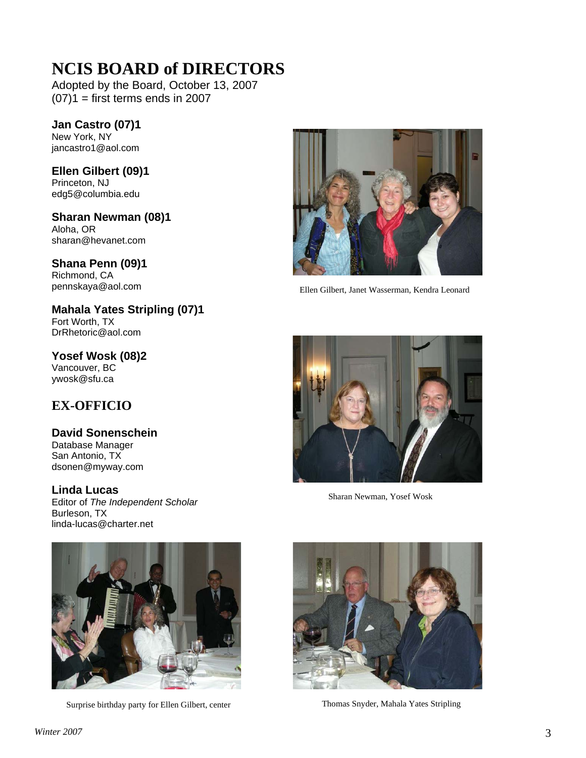# NCIS BOARD of DIRECTORS

Adopted by the Board, October 13, 2007
(07)1 = first terms ends in 2007

**Jan Castro (07)1**
New York, NY
jancastro1@aol.com

**Ellen Gilbert (09)1**
Princeton, NJ
edg5@columbia.edu

**Sharan Newman (08)1**
Aloha, OR
sharan@hevanet.com

**Shana Penn (09)1**
Richmond, CA
pennskaya@aol.com

**Mahala Yates Stripling (07)1**
Fort Worth, TX
DrRhetoric@aol.com

**Yosef Wosk (08)2**
Vancouver, BC
ywosk@sfu.ca

## EX-OFFICIO

**David Sonenschein**
Database Manager
San Antonio, TX
dsonen@myway.com

**Linda Lucas**
Editor of *The Independent Scholar*
Burleson, TX
linda-lucas@charter.net

Ellen Gilbert, Janet Wasserman, Kendra Leonard

Sharan Newman, Yosef Wosk

Surprise birthday party for Ellen Gilbert, center

Thomas Snyder, Mahala Yates Stripling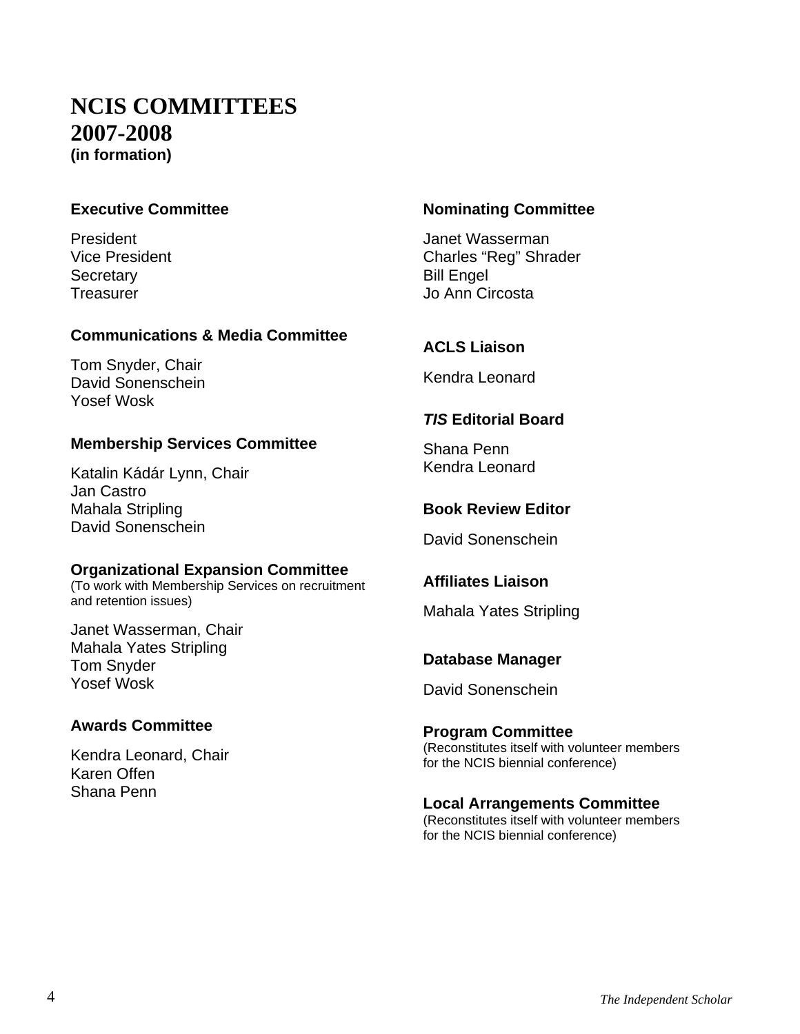# NCIS COMMITTEES 2007-2008

**(in formation)**

### Executive Committee

President
Vice President
Secretary
Treasurer

### Communications & Media Committee

Tom Snyder, Chair
David Sonenschein
Yosef Wosk

### Membership Services Committee

Katalin Kádár Lynn, Chair
Jan Castro
Mahala Stripling
David Sonenschein

### Organizational Expansion Committee

(To work with Membership Services on recruitment and retention issues)

Janet Wasserman, Chair
Mahala Yates Stripling
Tom Snyder
Yosef Wosk

### Awards Committee

Kendra Leonard, Chair
Karen Offen
Shana Penn

### Nominating Committee

Janet Wasserman
Charles "Reg" Shrader
Bill Engel
Jo Ann Circosta

### ACLS Liaison

Kendra Leonard

### *TIS* Editorial Board

Shana Penn
Kendra Leonard

### Book Review Editor

David Sonenschein

### Affiliates Liaison

Mahala Yates Stripling

### Database Manager

David Sonenschein

### Program Committee

(Reconstitutes itself with volunteer members for the NCIS biennial conference)

### Local Arrangements Committee

(Reconstitutes itself with volunteer members for the NCIS biennial conference)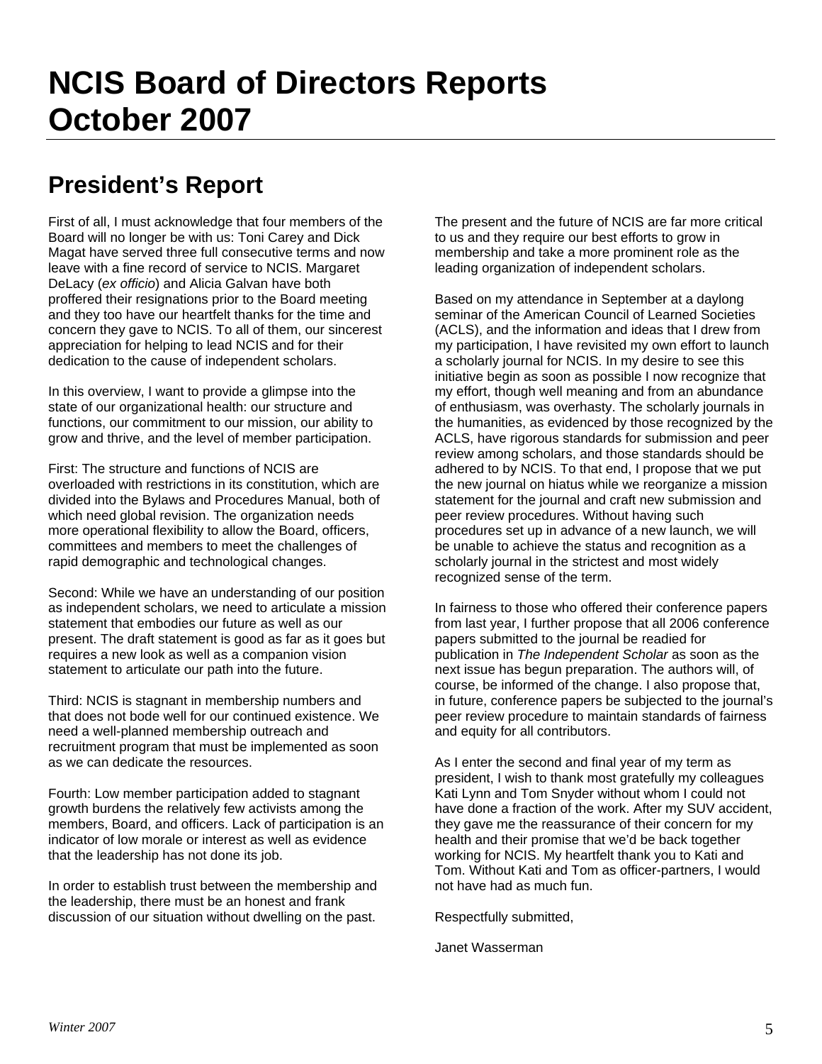# NCIS Board of Directors Reports October 2007

## President's Report

First of all, I must acknowledge that four members of the Board will no longer be with us: Toni Carey and Dick Magat have served three full consecutive terms and now leave with a fine record of service to NCIS. Margaret DeLacy (*ex officio*) and Alicia Galvan have both proffered their resignations prior to the Board meeting and they too have our heartfelt thanks for the time and concern they gave to NCIS. To all of them, our sincerest appreciation for helping to lead NCIS and for their dedication to the cause of independent scholars.

In this overview, I want to provide a glimpse into the state of our organizational health: our structure and functions, our commitment to our mission, our ability to grow and thrive, and the level of member participation.

First: The structure and functions of NCIS are overloaded with restrictions in its constitution, which are divided into the Bylaws and Procedures Manual, both of which need global revision. The organization needs more operational flexibility to allow the Board, officers, committees and members to meet the challenges of rapid demographic and technological changes.

Second: While we have an understanding of our position as independent scholars, we need to articulate a mission statement that embodies our future as well as our present. The draft statement is good as far as it goes but requires a new look as well as a companion vision statement to articulate our path into the future.

Third: NCIS is stagnant in membership numbers and that does not bode well for our continued existence. We need a well-planned membership outreach and recruitment program that must be implemented as soon as we can dedicate the resources.

Fourth: Low member participation added to stagnant growth burdens the relatively few activists among the members, Board, and officers. Lack of participation is an indicator of low morale or interest as well as evidence that the leadership has not done its job.

In order to establish trust between the membership and the leadership, there must be an honest and frank discussion of our situation without dwelling on the past. The present and the future of NCIS are far more critical to us and they require our best efforts to grow in membership and take a more prominent role as the leading organization of independent scholars.

Based on my attendance in September at a daylong seminar of the American Council of Learned Societies (ACLS), and the information and ideas that I drew from my participation, I have revisited my own effort to launch a scholarly journal for NCIS. In my desire to see this initiative begin as soon as possible I now recognize that my effort, though well meaning and from an abundance of enthusiasm, was overhasty. The scholarly journals in the humanities, as evidenced by those recognized by the ACLS, have rigorous standards for submission and peer review among scholars, and those standards should be adhered to by NCIS. To that end, I propose that we put the new journal on hiatus while we reorganize a mission statement for the journal and craft new submission and peer review procedures. Without having such procedures set up in advance of a new launch, we will be unable to achieve the status and recognition as a scholarly journal in the strictest and most widely recognized sense of the term.

In fairness to those who offered their conference papers from last year, I further propose that all 2006 conference papers submitted to the journal be readied for publication in *The Independent Scholar* as soon as the next issue has begun preparation. The authors will, of course, be informed of the change. I also propose that, in future, conference papers be subjected to the journal's peer review procedure to maintain standards of fairness and equity for all contributors.

As I enter the second and final year of my term as president, I wish to thank most gratefully my colleagues Kati Lynn and Tom Snyder without whom I could not have done a fraction of the work. After my SUV accident, they gave me the reassurance of their concern for my health and their promise that we'd be back together working for NCIS. My heartfelt thank you to Kati and Tom. Without Kati and Tom as officer-partners, I would not have had as much fun.

Respectfully submitted,

Janet Wasserman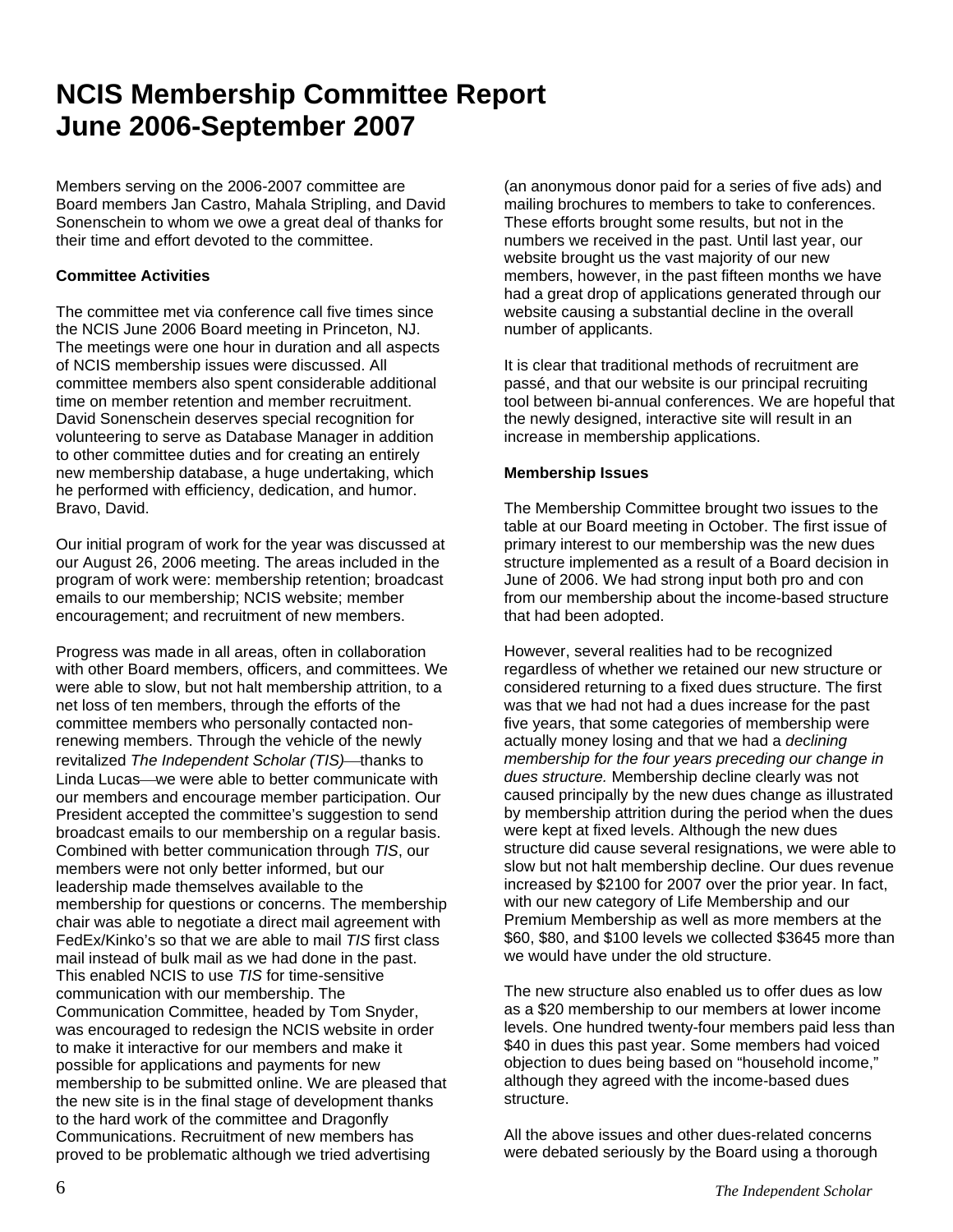# NCIS Membership Committee Report
# June 2006-September 2007

Members serving on the 2006-2007 committee are Board members Jan Castro, Mahala Stripling, and David Sonenschein to whom we owe a great deal of thanks for their time and effort devoted to the committee.

**Committee Activities**

The committee met via conference call five times since the NCIS June 2006 Board meeting in Princeton, NJ. The meetings were one hour in duration and all aspects of NCIS membership issues were discussed. All committee members also spent considerable additional time on member retention and member recruitment. David Sonenschein deserves special recognition for volunteering to serve as Database Manager in addition to other committee duties and for creating an entirely new membership database, a huge undertaking, which he performed with efficiency, dedication, and humor. Bravo, David.

Our initial program of work for the year was discussed at our August 26, 2006 meeting. The areas included in the program of work were: membership retention; broadcast emails to our membership; NCIS website; member encouragement; and recruitment of new members.

Progress was made in all areas, often in collaboration with other Board members, officers, and committees. We were able to slow, but not halt membership attrition, to a net loss of ten members, through the efforts of the committee members who personally contacted non-renewing members. Through the vehicle of the newly revitalized *The Independent Scholar (TIS)*—thanks to Linda Lucas—we were able to better communicate with our members and encourage member participation. Our President accepted the committee's suggestion to send broadcast emails to our membership on a regular basis. Combined with better communication through *TIS*, our members were not only better informed, but our leadership made themselves available to the membership for questions or concerns. The membership chair was able to negotiate a direct mail agreement with FedEx/Kinko's so that we are able to mail *TIS* first class mail instead of bulk mail as we had done in the past. This enabled NCIS to use *TIS* for time-sensitive communication with our membership. The Communication Committee, headed by Tom Snyder, was encouraged to redesign the NCIS website in order to make it interactive for our members and make it possible for applications and payments for new membership to be submitted online. We are pleased that the new site is in the final stage of development thanks to the hard work of the committee and Dragonfly Communications. Recruitment of new members has proved to be problematic although we tried advertising (an anonymous donor paid for a series of five ads) and mailing brochures to members to take to conferences. These efforts brought some results, but not in the numbers we received in the past. Until last year, our website brought us the vast majority of our new members, however, in the past fifteen months we have had a great drop of applications generated through our website causing a substantial decline in the overall number of applicants.

It is clear that traditional methods of recruitment are passé, and that our website is our principal recruiting tool between bi-annual conferences. We are hopeful that the newly designed, interactive site will result in an increase in membership applications.

**Membership Issues**

The Membership Committee brought two issues to the table at our Board meeting in October. The first issue of primary interest to our membership was the new dues structure implemented as a result of a Board decision in June of 2006. We had strong input both pro and con from our membership about the income-based structure that had been adopted.

However, several realities had to be recognized regardless of whether we retained our new structure or considered returning to a fixed dues structure. The first was that we had not had a dues increase for the past five years, that some categories of membership were actually money losing and that we had a *declining membership for the four years preceding our change in dues structure.* Membership decline clearly was not caused principally by the new dues change as illustrated by membership attrition during the period when the dues were kept at fixed levels. Although the new dues structure did cause several resignations, we were able to slow but not halt membership decline. Our dues revenue increased by $2100 for 2007 over the prior year. In fact, with our new category of Life Membership and our Premium Membership as well as more members at the $60, $80, and $100 levels we collected $3645 more than we would have under the old structure.

The new structure also enabled us to offer dues as low as a $20 membership to our members at lower income levels. One hundred twenty-four members paid less than $40 in dues this past year. Some members had voiced objection to dues being based on "household income," although they agreed with the income-based dues structure.

All the above issues and other dues-related concerns were debated seriously by the Board using a thorough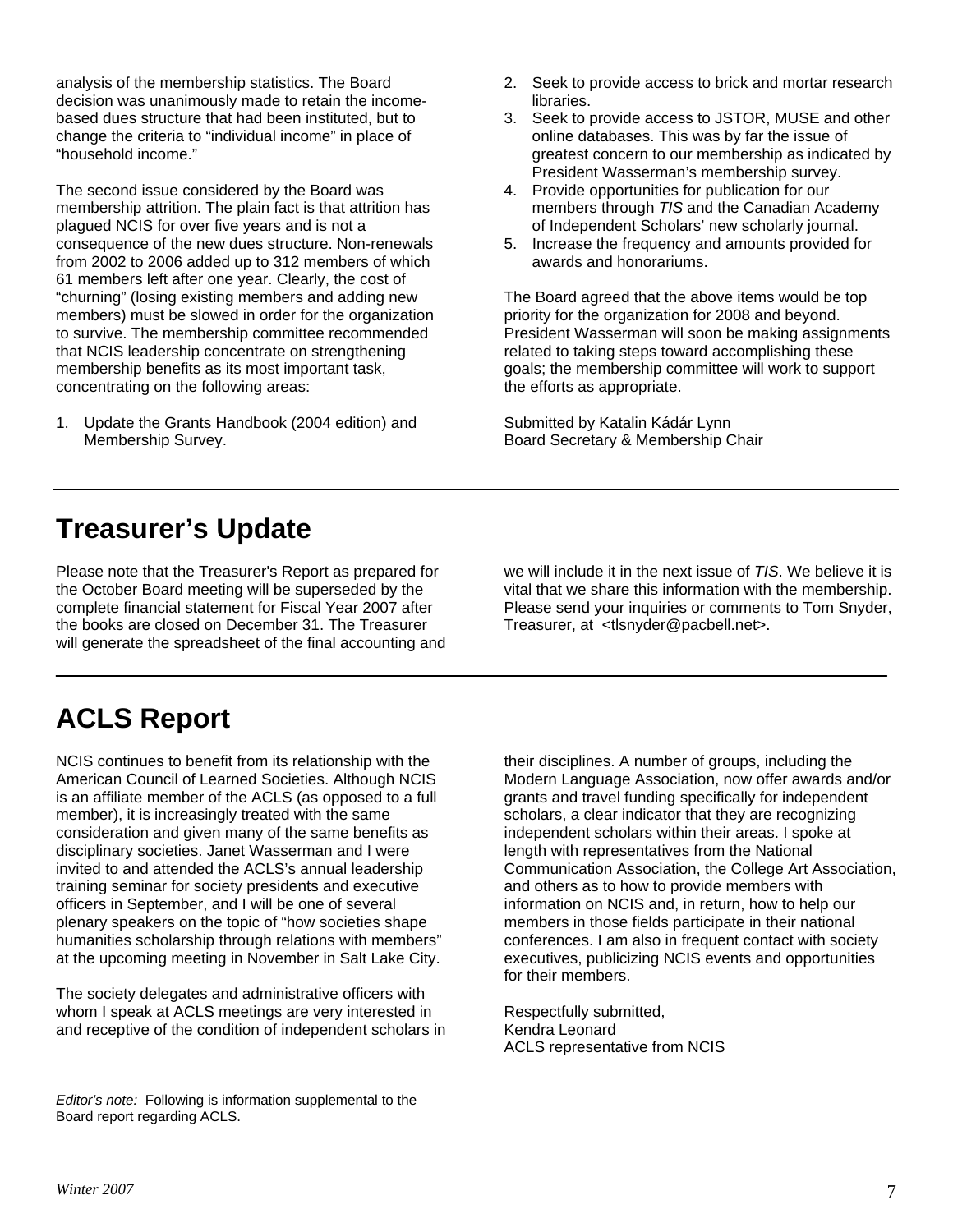analysis of the membership statistics. The Board decision was unanimously made to retain the income-based dues structure that had been instituted, but to change the criteria to "individual income" in place of "household income."

The second issue considered by the Board was membership attrition. The plain fact is that attrition has plagued NCIS for over five years and is not a consequence of the new dues structure. Non-renewals from 2002 to 2006 added up to 312 members of which 61 members left after one year. Clearly, the cost of "churning" (losing existing members and adding new members) must be slowed in order for the organization to survive. The membership committee recommended that NCIS leadership concentrate on strengthening membership benefits as its most important task, concentrating on the following areas:

1. Update the Grants Handbook (2004 edition) and Membership Survey.
2. Seek to provide access to brick and mortar research libraries.
3. Seek to provide access to JSTOR, MUSE and other online databases. This was by far the issue of greatest concern to our membership as indicated by President Wasserman's membership survey.
4. Provide opportunities for publication for our members through *TIS* and the Canadian Academy of Independent Scholars' new scholarly journal.
5. Increase the frequency and amounts provided for awards and honorariums.

The Board agreed that the above items would be top priority for the organization for 2008 and beyond. President Wasserman will soon be making assignments related to taking steps toward accomplishing these goals; the membership committee will work to support the efforts as appropriate.

Submitted by Katalin Kádár Lynn
Board Secretary & Membership Chair

---

# Treasurer's Update

Please note that the Treasurer's Report as prepared for the October Board meeting will be superseded by the complete financial statement for Fiscal Year 2007 after the books are closed on December 31. The Treasurer will generate the spreadsheet of the final accounting and we will include it in the next issue of *TIS*. We believe it is vital that we share this information with the membership. Please send your inquiries or comments to Tom Snyder, Treasurer, at <tlsnyder@pacbell.net>.

---

# ACLS Report

*Editor's note:* Following is information supplemental to the Board report regarding ACLS.

NCIS continues to benefit from its relationship with the American Council of Learned Societies. Although NCIS is an affiliate member of the ACLS (as opposed to a full member), it is increasingly treated with the same consideration and given many of the same benefits as disciplinary societies. Janet Wasserman and I were invited to and attended the ACLS's annual leadership training seminar for society presidents and executive officers in September, and I will be one of several plenary speakers on the topic of "how societies shape humanities scholarship through relations with members" at the upcoming meeting in November in Salt Lake City.

The society delegates and administrative officers with whom I speak at ACLS meetings are very interested in and receptive of the condition of independent scholars in their disciplines. A number of groups, including the Modern Language Association, now offer awards and/or grants and travel funding specifically for independent scholars, a clear indicator that they are recognizing independent scholars within their areas. I spoke at length with representatives from the National Communication Association, the College Art Association, and others as to how to provide members with information on NCIS and, in return, how to help our members in those fields participate in their national conferences. I am also in frequent contact with society executives, publicizing NCIS events and opportunities for their members.

Respectfully submitted,
Kendra Leonard
ACLS representative from NCIS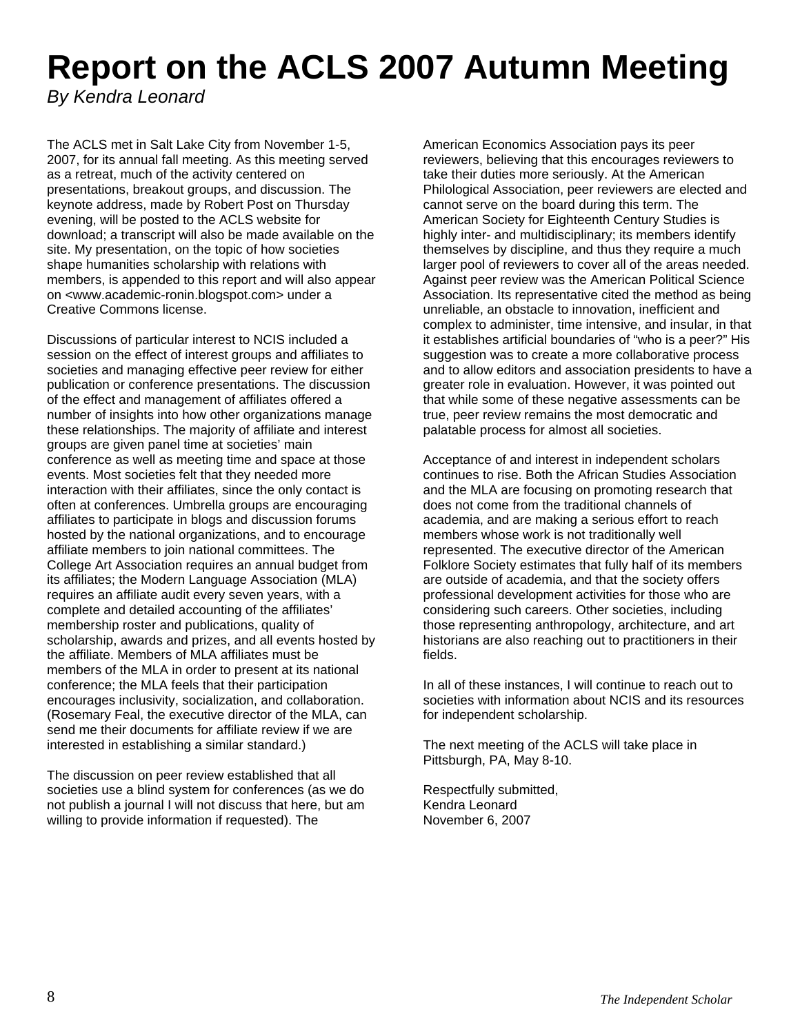# Report on the ACLS 2007 Autumn Meeting

*By Kendra Leonard*

The ACLS met in Salt Lake City from November 1-5, 2007, for its annual fall meeting. As this meeting served as a retreat, much of the activity centered on presentations, breakout groups, and discussion. The keynote address, made by Robert Post on Thursday evening, will be posted to the ACLS website for download; a transcript will also be made available on the site. My presentation, on the topic of how societies shape humanities scholarship with relations with members, is appended to this report and will also appear on <www.academic-ronin.blogspot.com> under a Creative Commons license.

Discussions of particular interest to NCIS included a session on the effect of interest groups and affiliates to societies and managing effective peer review for either publication or conference presentations. The discussion of the effect and management of affiliates offered a number of insights into how other organizations manage these relationships. The majority of affiliate and interest groups are given panel time at societies' main conference as well as meeting time and space at those events. Most societies felt that they needed more interaction with their affiliates, since the only contact is often at conferences. Umbrella groups are encouraging affiliates to participate in blogs and discussion forums hosted by the national organizations, and to encourage affiliate members to join national committees. The College Art Association requires an annual budget from its affiliates; the Modern Language Association (MLA) requires an affiliate audit every seven years, with a complete and detailed accounting of the affiliates' membership roster and publications, quality of scholarship, awards and prizes, and all events hosted by the affiliate. Members of MLA affiliates must be members of the MLA in order to present at its national conference; the MLA feels that their participation encourages inclusivity, socialization, and collaboration. (Rosemary Feal, the executive director of the MLA, can send me their documents for affiliate review if we are interested in establishing a similar standard.)

The discussion on peer review established that all societies use a blind system for conferences (as we do not publish a journal I will not discuss that here, but am willing to provide information if requested). The American Economics Association pays its peer reviewers, believing that this encourages reviewers to take their duties more seriously. At the American Philological Association, peer reviewers are elected and cannot serve on the board during this term. The American Society for Eighteenth Century Studies is highly inter- and multidisciplinary; its members identify themselves by discipline, and thus they require a much larger pool of reviewers to cover all of the areas needed. Against peer review was the American Political Science Association. Its representative cited the method as being unreliable, an obstacle to innovation, inefficient and complex to administer, time intensive, and insular, in that it establishes artificial boundaries of "who is a peer?" His suggestion was to create a more collaborative process and to allow editors and association presidents to have a greater role in evaluation. However, it was pointed out that while some of these negative assessments can be true, peer review remains the most democratic and palatable process for almost all societies.

Acceptance of and interest in independent scholars continues to rise. Both the African Studies Association and the MLA are focusing on promoting research that does not come from the traditional channels of academia, and are making a serious effort to reach members whose work is not traditionally well represented. The executive director of the American Folklore Society estimates that fully half of its members are outside of academia, and that the society offers professional development activities for those who are considering such careers. Other societies, including those representing anthropology, architecture, and art historians are also reaching out to practitioners in their fields.

In all of these instances, I will continue to reach out to societies with information about NCIS and its resources for independent scholarship.

The next meeting of the ACLS will take place in Pittsburgh, PA, May 8-10.

Respectfully submitted,
Kendra Leonard
November 6, 2007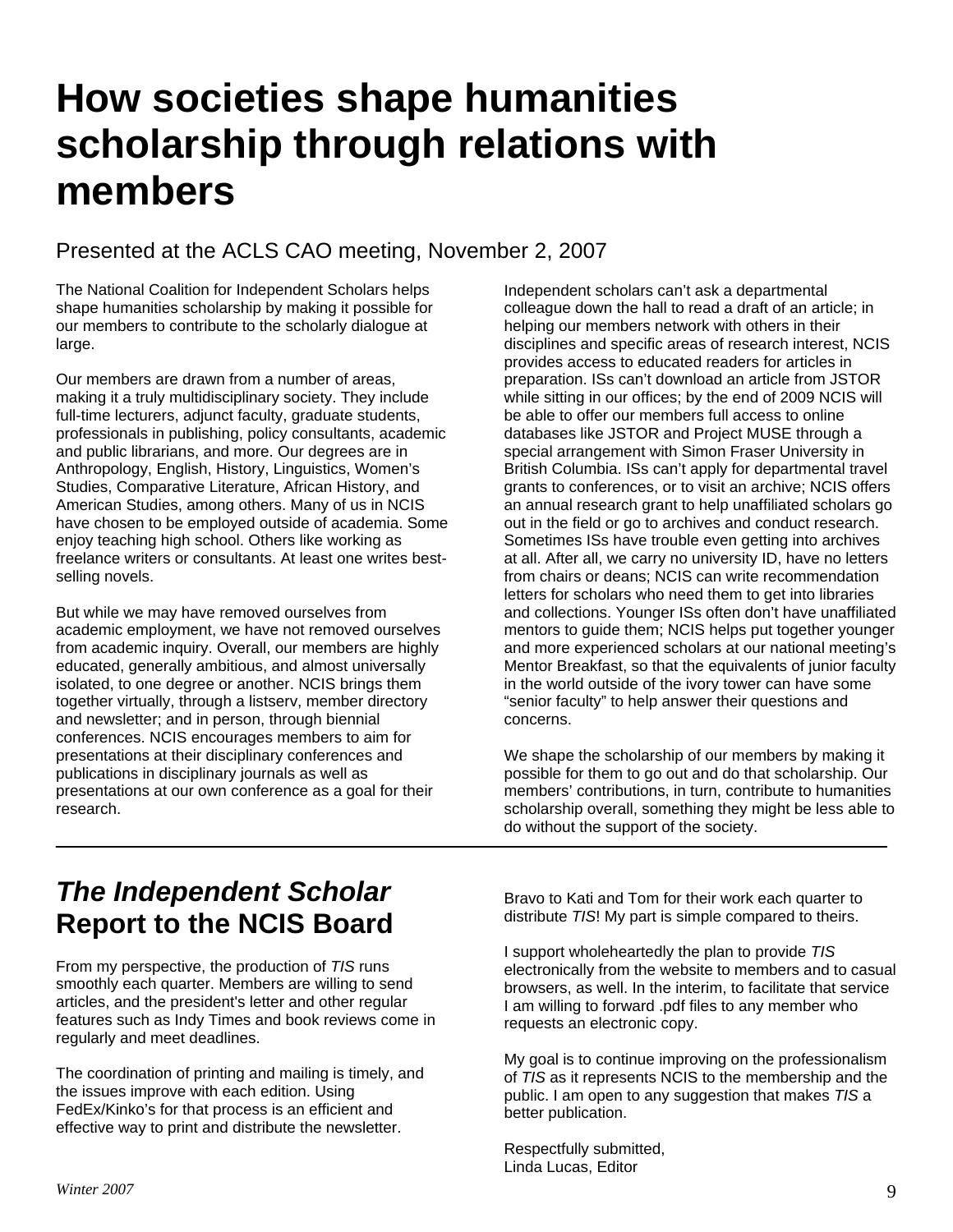# How societies shape humanities scholarship through relations with members

Presented at the ACLS CAO meeting, November 2, 2007

The National Coalition for Independent Scholars helps shape humanities scholarship by making it possible for our members to contribute to the scholarly dialogue at large.

Our members are drawn from a number of areas, making it a truly multidisciplinary society. They include full-time lecturers, adjunct faculty, graduate students, professionals in publishing, policy consultants, academic and public librarians, and more. Our degrees are in Anthropology, English, History, Linguistics, Women's Studies, Comparative Literature, African History, and American Studies, among others. Many of us in NCIS have chosen to be employed outside of academia. Some enjoy teaching high school. Others like working as freelance writers or consultants. At least one writes best-selling novels.

But while we may have removed ourselves from academic employment, we have not removed ourselves from academic inquiry. Overall, our members are highly educated, generally ambitious, and almost universally isolated, to one degree or another. NCIS brings them together virtually, through a listserv, member directory and newsletter; and in person, through biennial conferences. NCIS encourages members to aim for presentations at their disciplinary conferences and publications in disciplinary journals as well as presentations at our own conference as a goal for their research.

Independent scholars can't ask a departmental colleague down the hall to read a draft of an article; in helping our members network with others in their disciplines and specific areas of research interest, NCIS provides access to educated readers for articles in preparation. ISs can't download an article from JSTOR while sitting in our offices; by the end of 2009 NCIS will be able to offer our members full access to online databases like JSTOR and Project MUSE through a special arrangement with Simon Fraser University in British Columbia. ISs can't apply for departmental travel grants to conferences, or to visit an archive; NCIS offers an annual research grant to help unaffiliated scholars go out in the field or go to archives and conduct research. Sometimes ISs have trouble even getting into archives at all. After all, we carry no university ID, have no letters from chairs or deans; NCIS can write recommendation letters for scholars who need them to get into libraries and collections. Younger ISs often don't have unaffiliated mentors to guide them; NCIS helps put together younger and more experienced scholars at our national meeting's Mentor Breakfast, so that the equivalents of junior faculty in the world outside of the ivory tower can have some "senior faculty" to help answer their questions and concerns.

We shape the scholarship of our members by making it possible for them to go out and do that scholarship. Our members' contributions, in turn, contribute to humanities scholarship overall, something they might be less able to do without the support of the society.

---

## *The Independent Scholar* Report to the NCIS Board

From my perspective, the production of *TIS* runs smoothly each quarter. Members are willing to send articles, and the president's letter and other regular features such as Indy Times and book reviews come in regularly and meet deadlines.

The coordination of printing and mailing is timely, and the issues improve with each edition. Using FedEx/Kinko's for that process is an efficient and effective way to print and distribute the newsletter.

Bravo to Kati and Tom for their work each quarter to distribute *TIS*! My part is simple compared to theirs.

I support wholeheartedly the plan to provide *TIS* electronically from the website to members and to casual browsers, as well. In the interim, to facilitate that service I am willing to forward .pdf files to any member who requests an electronic copy.

My goal is to continue improving on the professionalism of *TIS* as it represents NCIS to the membership and the public. I am open to any suggestion that makes *TIS* a better publication.

Respectfully submitted,
Linda Lucas, Editor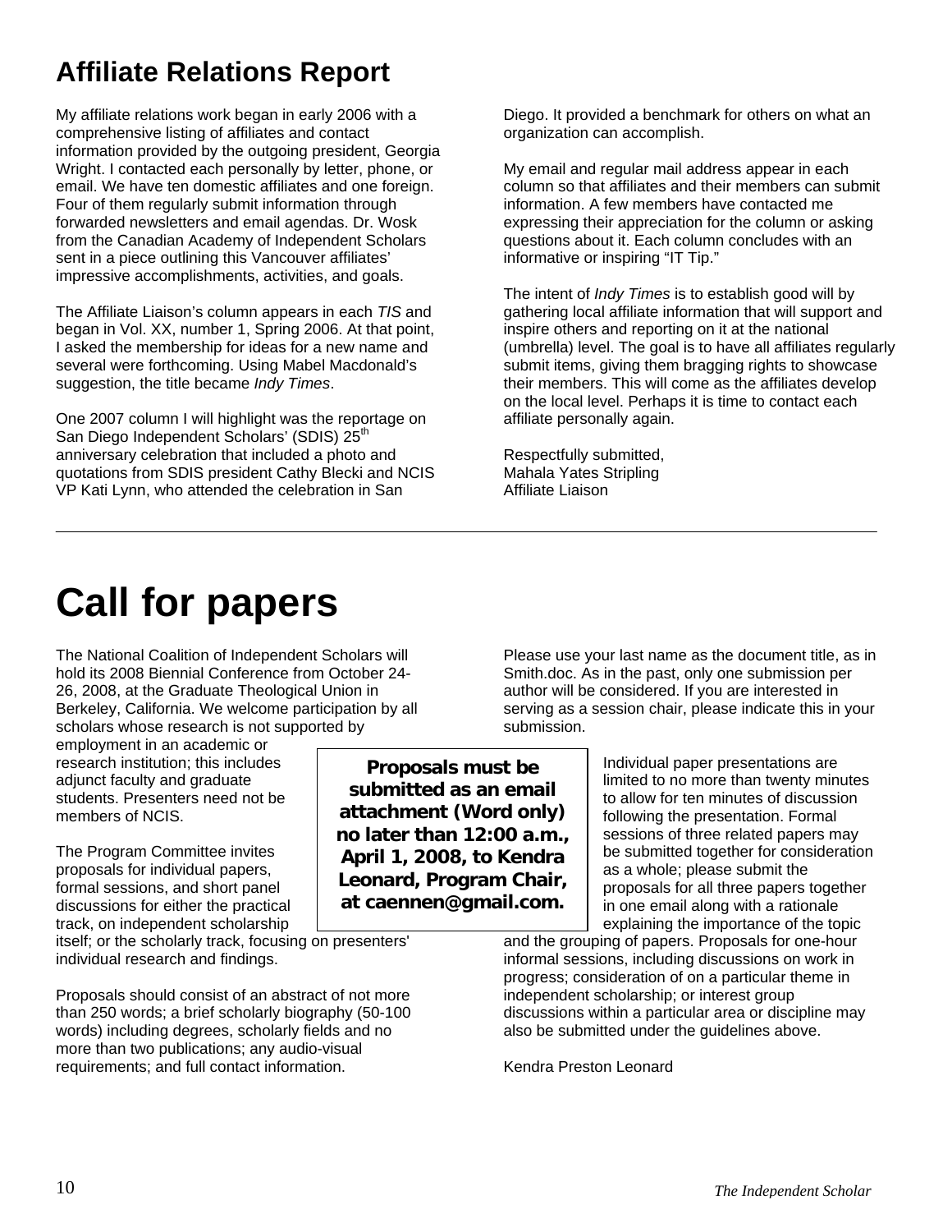## Affiliate Relations Report

My affiliate relations work began in early 2006 with a comprehensive listing of affiliates and contact information provided by the outgoing president, Georgia Wright. I contacted each personally by letter, phone, or email. We have ten domestic affiliates and one foreign. Four of them regularly submit information through forwarded newsletters and email agendas. Dr. Wosk from the Canadian Academy of Independent Scholars sent in a piece outlining this Vancouver affiliates' impressive accomplishments, activities, and goals.

The Affiliate Liaison's column appears in each *TIS* and began in Vol. XX, number 1, Spring 2006. At that point, I asked the membership for ideas for a new name and several were forthcoming. Using Mabel Macdonald's suggestion, the title became *Indy Times*.

One 2007 column I will highlight was the reportage on San Diego Independent Scholars' (SDIS) 25th anniversary celebration that included a photo and quotations from SDIS president Cathy Blecki and NCIS VP Kati Lynn, who attended the celebration in San Diego. It provided a benchmark for others on what an organization can accomplish.

My email and regular mail address appear in each column so that affiliates and their members can submit information. A few members have contacted me expressing their appreciation for the column or asking questions about it. Each column concludes with an informative or inspiring "IT Tip."

The intent of *Indy Times* is to establish good will by gathering local affiliate information that will support and inspire others and reporting on it at the national (umbrella) level. The goal is to have all affiliates regularly submit items, giving them bragging rights to showcase their members. This will come as the affiliates develop on the local level. Perhaps it is time to contact each affiliate personally again.

Respectfully submitted,
Mahala Yates Stripling
Affiliate Liaison

---

# Call for papers

The National Coalition of Independent Scholars will hold its 2008 Biennial Conference from October 24-26, 2008, at the Graduate Theological Union in Berkeley, California. We welcome participation by all scholars whose research is not supported by employment in an academic or research institution; this includes adjunct faculty and graduate students. Presenters need not be members of NCIS.

The Program Committee invites proposals for individual papers, formal sessions, and short panel discussions for either the practical track, on independent scholarship itself; or the scholarly track, focusing on presenters' individual research and findings.

Proposals should consist of an abstract of not more than 250 words; a brief scholarly biography (50-100 words) including degrees, scholarly fields and no more than two publications; any audio-visual requirements; and full contact information.

**Proposals must be submitted as an email attachment (Word only) no later than 12:00 a.m., April 1, 2008, to Kendra Leonard, Program Chair, at caennen@gmail.com.**

Please use your last name as the document title, as in Smith.doc. As in the past, only one submission per author will be considered. If you are interested in serving as a session chair, please indicate this in your submission.

Individual paper presentations are limited to no more than twenty minutes to allow for ten minutes of discussion following the presentation. Formal sessions of three related papers may be submitted together for consideration as a whole; please submit the proposals for all three papers together in one email along with a rationale explaining the importance of the topic and the grouping of papers. Proposals for one-hour informal sessions, including discussions on work in progress; consideration of on a particular theme in independent scholarship; or interest group discussions within a particular area or discipline may also be submitted under the guidelines above.

Kendra Preston Leonard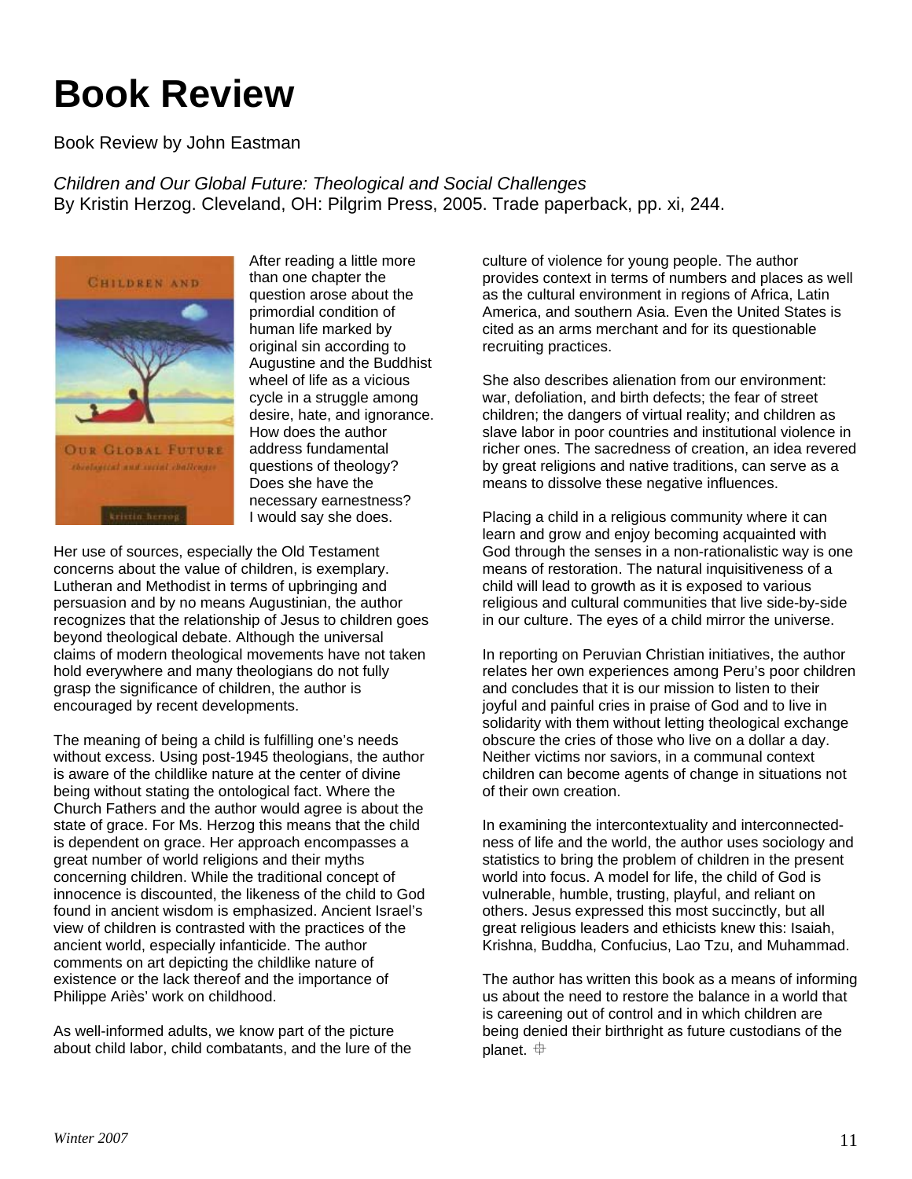# Book Review

Book Review by John Eastman

*Children and Our Global Future: Theological and Social Challenges*
By Kristin Herzog. Cleveland, OH: Pilgrim Press, 2005. Trade paperback, pp. xi, 244.

After reading a little more than one chapter the question arose about the primordial condition of human life marked by original sin according to Augustine and the Buddhist wheel of life as a vicious cycle in a struggle among desire, hate, and ignorance. How does the author address fundamental questions of theology? Does she have the necessary earnestness? I would say she does.

Her use of sources, especially the Old Testament concerns about the value of children, is exemplary. Lutheran and Methodist in terms of upbringing and persuasion and by no means Augustinian, the author recognizes that the relationship of Jesus to children goes beyond theological debate. Although the universal claims of modern theological movements have not taken hold everywhere and many theologians do not fully grasp the significance of children, the author is encouraged by recent developments.

The meaning of being a child is fulfilling one's needs without excess. Using post-1945 theologians, the author is aware of the childlike nature at the center of divine being without stating the ontological fact. Where the Church Fathers and the author would agree is about the state of grace. For Ms. Herzog this means that the child is dependent on grace. Her approach encompasses a great number of world religions and their myths concerning children. While the traditional concept of innocence is discounted, the likeness of the child to God found in ancient wisdom is emphasized. Ancient Israel's view of children is contrasted with the practices of the ancient world, especially infanticide. The author comments on art depicting the childlike nature of existence or the lack thereof and the importance of Philippe Ariès' work on childhood.

As well-informed adults, we know part of the picture about child labor, child combatants, and the lure of the culture of violence for young people. The author provides context in terms of numbers and places as well as the cultural environment in regions of Africa, Latin America, and southern Asia. Even the United States is cited as an arms merchant and for its questionable recruiting practices.

She also describes alienation from our environment: war, defoliation, and birth defects; the fear of street children; the dangers of virtual reality; and children as slave labor in poor countries and institutional violence in richer ones. The sacredness of creation, an idea revered by great religions and native traditions, can serve as a means to dissolve these negative influences.

Placing a child in a religious community where it can learn and grow and enjoy becoming acquainted with God through the senses in a non-rationalistic way is one means of restoration. The natural inquisitiveness of a child will lead to growth as it is exposed to various religious and cultural communities that live side-by-side in our culture. The eyes of a child mirror the universe.

In reporting on Peruvian Christian initiatives, the author relates her own experiences among Peru's poor children and concludes that it is our mission to listen to their joyful and painful cries in praise of God and to live in solidarity with them without letting theological exchange obscure the cries of those who live on a dollar a day. Neither victims nor saviors, in a communal context children can become agents of change in situations not of their own creation.

In examining the intercontextuality and interconnectedness of life and the world, the author uses sociology and statistics to bring the problem of children in the present world into focus. A model for life, the child of God is vulnerable, humble, trusting, playful, and reliant on others. Jesus expressed this most succinctly, but all great religious leaders and ethicists knew this: Isaiah, Krishna, Buddha, Confucius, Lao Tzu, and Muhammad.

The author has written this book as a means of informing us about the need to restore the balance in a world that is careening out of control and in which children are being denied their birthright as future custodians of the planet. ⌖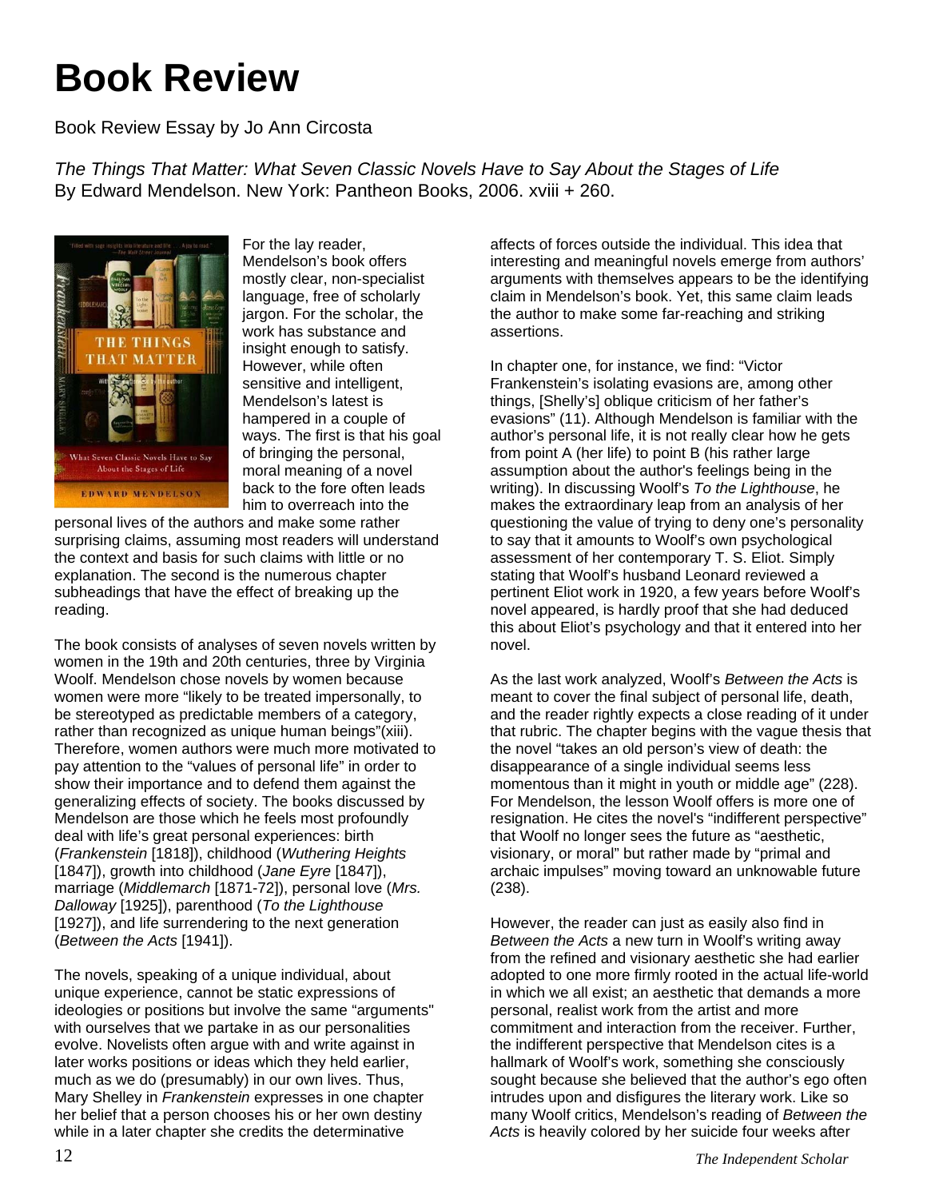# Book Review

Book Review Essay by Jo Ann Circosta

*The Things That Matter: What Seven Classic Novels Have to Say About the Stages of Life*
By Edward Mendelson. New York: Pantheon Books, 2006. xviii + 260.

For the lay reader, Mendelson's book offers mostly clear, non-specialist language, free of scholarly jargon. For the scholar, the work has substance and insight enough to satisfy. However, while often sensitive and intelligent, Mendelson's latest is hampered in a couple of ways. The first is that his goal of bringing the personal, moral meaning of a novel back to the fore often leads him to overreach into the personal lives of the authors and make some rather surprising claims, assuming most readers will understand the context and basis for such claims with little or no explanation. The second is the numerous chapter subheadings that have the effect of breaking up the reading.

The book consists of analyses of seven novels written by women in the 19th and 20th centuries, three by Virginia Woolf. Mendelson chose novels by women because women were more "likely to be treated impersonally, to be stereotyped as predictable members of a category, rather than recognized as unique human beings"(xiii). Therefore, women authors were much more motivated to pay attention to the "values of personal life" in order to show their importance and to defend them against the generalizing effects of society. The books discussed by Mendelson are those which he feels most profoundly deal with life's great personal experiences: birth (*Frankenstein* [1818]), childhood (*Wuthering Heights* [1847]), growth into childhood (*Jane Eyre* [1847]), marriage (*Middlemarch* [1871-72]), personal love (*Mrs. Dalloway* [1925]), parenthood (*To the Lighthouse* [1927]), and life surrendering to the next generation (*Between the Acts* [1941]).

The novels, speaking of a unique individual, about unique experience, cannot be static expressions of ideologies or positions but involve the same "arguments" with ourselves that we partake in as our personalities evolve. Novelists often argue with and write against in later works positions or ideas which they held earlier, much as we do (presumably) in our own lives. Thus, Mary Shelley in *Frankenstein* expresses in one chapter her belief that a person chooses his or her own destiny while in a later chapter she credits the determinative affects of forces outside the individual. This idea that interesting and meaningful novels emerge from authors' arguments with themselves appears to be the identifying claim in Mendelson's book. Yet, this same claim leads the author to make some far-reaching and striking assertions.

In chapter one, for instance, we find: "Victor Frankenstein's isolating evasions are, among other things, [Shelly's] oblique criticism of her father's evasions" (11). Although Mendelson is familiar with the author's personal life, it is not really clear how he gets from point A (her life) to point B (his rather large assumption about the author's feelings being in the writing). In discussing Woolf's *To the Lighthouse*, he makes the extraordinary leap from an analysis of her questioning the value of trying to deny one's personality to say that it amounts to Woolf's own psychological assessment of her contemporary T. S. Eliot. Simply stating that Woolf's husband Leonard reviewed a pertinent Eliot work in 1920, a few years before Woolf's novel appeared, is hardly proof that she had deduced this about Eliot's psychology and that it entered into her novel.

As the last work analyzed, Woolf's *Between the Acts* is meant to cover the final subject of personal life, death, and the reader rightly expects a close reading of it under that rubric. The chapter begins with the vague thesis that the novel "takes an old person's view of death: the disappearance of a single individual seems less momentous than it might in youth or middle age" (228). For Mendelson, the lesson Woolf offers is more one of resignation. He cites the novel's "indifferent perspective" that Woolf no longer sees the future as "aesthetic, visionary, or moral" but rather made by "primal and archaic impulses" moving toward an unknowable future (238).

However, the reader can just as easily also find in *Between the Acts* a new turn in Woolf's writing away from the refined and visionary aesthetic she had earlier adopted to one more firmly rooted in the actual life-world in which we all exist; an aesthetic that demands a more personal, realist work from the artist and more commitment and interaction from the receiver. Further, the indifferent perspective that Mendelson cites is a hallmark of Woolf's work, something she consciously sought because she believed that the author's ego often intrudes upon and disfigures the literary work. Like so many Woolf critics, Mendelson's reading of *Between the Acts* is heavily colored by her suicide four weeks after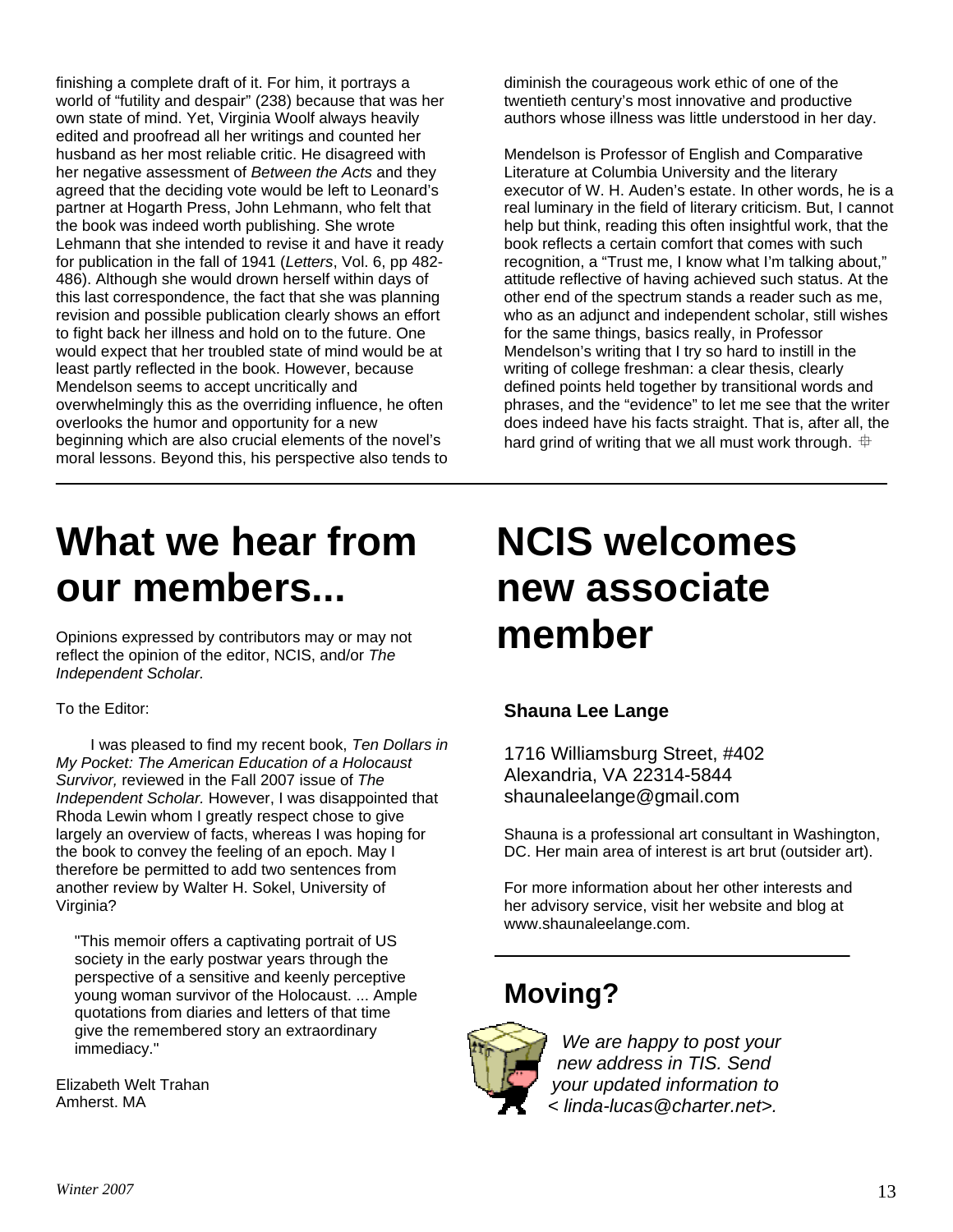finishing a complete draft of it. For him, it portrays a world of "futility and despair" (238) because that was her own state of mind. Yet, Virginia Woolf always heavily edited and proofread all her writings and counted her husband as her most reliable critic. He disagreed with her negative assessment of *Between the Acts* and they agreed that the deciding vote would be left to Leonard's partner at Hogarth Press, John Lehmann, who felt that the book was indeed worth publishing. She wrote Lehmann that she intended to revise it and have it ready for publication in the fall of 1941 (*Letters*, Vol. 6, pp 482-486). Although she would drown herself within days of this last correspondence, the fact that she was planning revision and possible publication clearly shows an effort to fight back her illness and hold on to the future. One would expect that her troubled state of mind would be at least partly reflected in the book. However, because Mendelson seems to accept uncritically and overwhelmingly this as the overriding influence, he often overlooks the humor and opportunity for a new beginning which are also crucial elements of the novel's moral lessons. Beyond this, his perspective also tends to diminish the courageous work ethic of one of the twentieth century's most innovative and productive authors whose illness was little understood in her day.

Mendelson is Professor of English and Comparative Literature at Columbia University and the literary executor of W. H. Auden's estate. In other words, he is a real luminary in the field of literary criticism. But, I cannot help but think, reading this often insightful work, that the book reflects a certain comfort that comes with such recognition, a "Trust me, I know what I'm talking about," attitude reflective of having achieved such status. At the other end of the spectrum stands a reader such as me, who as an adjunct and independent scholar, still wishes for the same things, basics really, in Professor Mendelson's writing that I try so hard to instill in the writing of college freshman: a clear thesis, clearly defined points held together by transitional words and phrases, and the "evidence" to let me see that the writer does indeed have his facts straight. That is, after all, the hard grind of writing that we all must work through. ⌖

# What we hear from our members...

Opinions expressed by contributors may or may not reflect the opinion of the editor, NCIS, and/or *The Independent Scholar.*

To the Editor:

I was pleased to find my recent book, *Ten Dollars in My Pocket: The American Education of a Holocaust Survivor,* reviewed in the Fall 2007 issue of *The Independent Scholar.* However, I was disappointed that Rhoda Lewin whom I greatly respect chose to give largely an overview of facts, whereas I was hoping for the book to convey the feeling of an epoch. May I therefore be permitted to add two sentences from another review by Walter H. Sokel, University of Virginia?

> "This memoir offers a captivating portrait of US society in the early postwar years through the perspective of a sensitive and keenly perceptive young woman survivor of the Holocaust. ... Ample quotations from diaries and letters of that time give the remembered story an extraordinary immediacy."

Elizabeth Welt Trahan
Amherst. MA

# NCIS welcomes new associate member

**Shauna Lee Lange**

1716 Williamsburg Street, #402
Alexandria, VA 22314-5844
shaunaleelange@gmail.com

Shauna is a professional art consultant in Washington, DC. Her main area of interest is art brut (outsider art).

For more information about her other interests and her advisory service, visit her website and blog at www.shaunaleelange.com.

## Moving?

*We are happy to post your new address in TIS. Send your updated information to < linda-lucas@charter.net>.*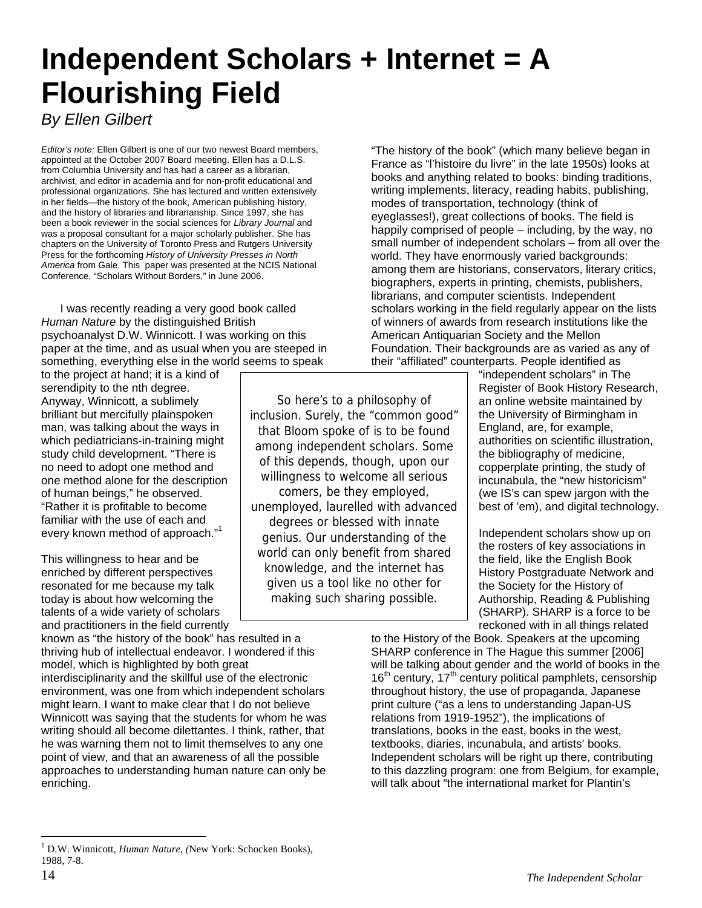# Independent Scholars + Internet = A Flourishing Field

*By Ellen Gilbert*

*Editor's note:* Ellen Gilbert is one of our two newest Board members, appointed at the October 2007 Board meeting. Ellen has a D.L.S. from Columbia University and has had a career as a librarian, archivist, and editor in academia and for non-profit educational and professional organizations. She has lectured and written extensively in her fields—the history of the book, American publishing history, and the history of libraries and librarianship. Since 1997, she has been a book reviewer in the social sciences for *Library Journal* and was a proposal consultant for a major scholarly publisher. She has chapters on the University of Toronto Press and Rutgers University Press for the forthcoming *History of University Presses in North America* from Gale. This paper was presented at the NCIS National Conference, "Scholars Without Borders," in June 2006.

I was recently reading a very good book called *Human Nature* by the distinguished British psychoanalyst D.W. Winnicott. I was working on this paper at the time, and as usual when you are steeped in something, everything else in the world seems to speak to the project at hand; it is a kind of serendipity to the nth degree. Anyway, Winnicott, a sublimely brilliant but mercifully plainspoken man, was talking about the ways in which pediatricians-in-training might study child development. "There is no need to adopt one method and one method alone for the description of human beings," he observed. "Rather it is profitable to become familiar with the use of each and every known method of approach."[1]

This willingness to hear and be enriched by different perspectives resonated for me because my talk today is about how welcoming the talents of a wide variety of scholars and practitioners in the field currently known as "the history of the book" has resulted in a thriving hub of intellectual endeavor. I wondered if this model, which is highlighted by both great interdisciplinarity and the skillful use of the electronic environment, was one from which independent scholars might learn. I want to make clear that I do not believe Winnicott was saying that the students for whom he was writing should all become dilettantes. I think, rather, that he was warning them not to limit themselves to any one point of view, and that an awareness of all the possible approaches to understanding human nature can only be enriching.

> So here's to a philosophy of inclusion. Surely, the "common good" that Bloom spoke of is to be found among independent scholars. Some of this depends, though, upon our willingness to welcome all serious comers, be they employed, unemployed, laurelled with advanced degrees or blessed with innate genius. Our understanding of the world can only benefit from shared knowledge, and the internet has given us a tool like no other for making such sharing possible.

"The history of the book" (which many believe began in France as "l'histoire du livre" in the late 1950s) looks at books and anything related to books: binding traditions, writing implements, literacy, reading habits, publishing, modes of transportation, technology (think of eyeglasses!), great collections of books. The field is happily comprised of people – including, by the way, no small number of independent scholars – from all over the world. They have enormously varied backgrounds: among them are historians, conservators, literary critics, biographers, experts in printing, chemists, publishers, librarians, and computer scientists. Independent scholars working in the field regularly appear on the lists of winners of awards from research institutions like the American Antiquarian Society and the Mellon Foundation. Their backgrounds are as varied as any of their "affiliated" counterparts. People identified as "independent scholars" in The Register of Book History Research, an online website maintained by the University of Birmingham in England, are, for example, authorities on scientific illustration, the bibliography of medicine, copperplate printing, the study of incunabula, the "new historicism" (we IS's can spew jargon with the best of 'em), and digital technology.

Independent scholars show up on the rosters of key associations in the field, like the English Book History Postgraduate Network and the Society for the History of Authorship, Reading & Publishing (SHARP). SHARP is a force to be reckoned with in all things related to the History of the Book. Speakers at the upcoming SHARP conference in The Hague this summer [2006] will be talking about gender and the world of books in the 16th century, 17th century political pamphlets, censorship throughout history, the use of propaganda, Japanese print culture ("as a lens to understanding Japan-US relations from 1919-1952"), the implications of translations, books in the east, books in the west, textbooks, diaries, incunabula, and artists' books. Independent scholars will be right up there, contributing to this dazzling program: one from Belgium, for example, will talk about "the international market for Plantin's

---

[1] D.W. Winnicott, *Human Nature*, (New York: Schocken Books), 1988, 7-8.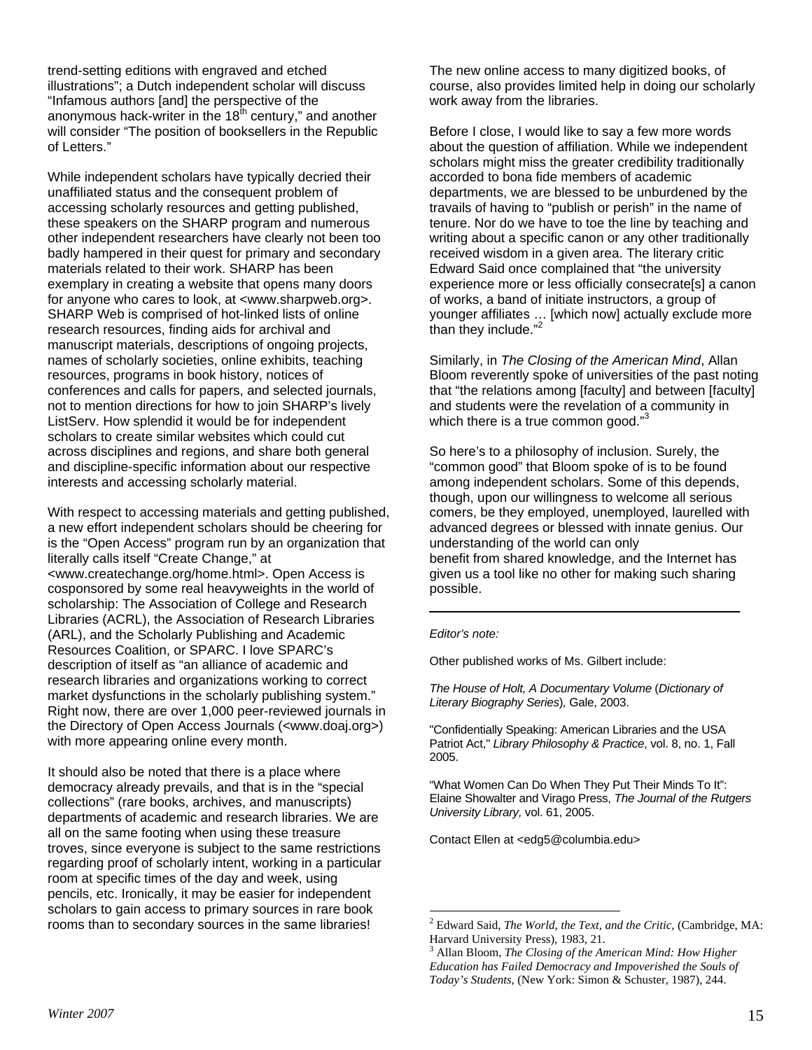trend-setting editions with engraved and etched illustrations"; a Dutch independent scholar will discuss "Infamous authors [and] the perspective of the anonymous hack-writer in the 18$^{th}$ century," and another will consider "The position of booksellers in the Republic of Letters."

While independent scholars have typically decried their unaffiliated status and the consequent problem of accessing scholarly resources and getting published, these speakers on the SHARP program and numerous other independent researchers have clearly not been too badly hampered in their quest for primary and secondary materials related to their work. SHARP has been exemplary in creating a website that opens many doors for anyone who cares to look, at <www.sharpweb.org>. SHARP Web is comprised of hot-linked lists of online research resources, finding aids for archival and manuscript materials, descriptions of ongoing projects, names of scholarly societies, online exhibits, teaching resources, programs in book history, notices of conferences and calls for papers, and selected journals, not to mention directions for how to join SHARP's lively ListServ. How splendid it would be for independent scholars to create similar websites which could cut across disciplines and regions, and share both general and discipline-specific information about our respective interests and accessing scholarly material.

With respect to accessing materials and getting published, a new effort independent scholars should be cheering for is the "Open Access" program run by an organization that literally calls itself "Create Change," at <www.createchange.org/home.html>. Open Access is cosponsored by some real heavyweights in the world of scholarship: The Association of College and Research Libraries (ACRL), the Association of Research Libraries (ARL), and the Scholarly Publishing and Academic Resources Coalition, or SPARC. I love SPARC's description of itself as "an alliance of academic and research libraries and organizations working to correct market dysfunctions in the scholarly publishing system." Right now, there are over 1,000 peer-reviewed journals in the Directory of Open Access Journals (<www.doaj.org>) with more appearing online every month.

It should also be noted that there is a place where democracy already prevails, and that is in the "special collections" (rare books, archives, and manuscripts) departments of academic and research libraries. We are all on the same footing when using these treasure troves, since everyone is subject to the same restrictions regarding proof of scholarly intent, working in a particular room at specific times of the day and week, using pencils, etc. Ironically, it may be easier for independent scholars to gain access to primary sources in rare book rooms than to secondary sources in the same libraries!

The new online access to many digitized books, of course, also provides limited help in doing our scholarly work away from the libraries.

Before I close, I would like to say a few more words about the question of affiliation. While we independent scholars might miss the greater credibility traditionally accorded to bona fide members of academic departments, we are blessed to be unburdened by the travails of having to "publish or perish" in the name of tenure. Nor do we have to toe the line by teaching and writing about a specific canon or any other traditionally received wisdom in a given area. The literary critic Edward Said once complained that "the university experience more or less officially consecrate[s] a canon of works, a band of initiate instructors, a group of younger affiliates … [which now] actually exclude more than they include."[2]

Similarly, in *The Closing of the American Mind*, Allan Bloom reverently spoke of universities of the past noting that "the relations among [faculty] and between [faculty] and students were the revelation of a community in which there is a true common good."[3]

So here's to a philosophy of inclusion. Surely, the "common good" that Bloom spoke of is to be found among independent scholars. Some of this depends, though, upon our willingness to welcome all serious comers, be they employed, unemployed, laurelled with advanced degrees or blessed with innate genius. Our understanding of the world can only benefit from shared knowledge, and the Internet has given us a tool like no other for making such sharing possible.

---

*Editor's note:*

Other published works of Ms. Gilbert include:

*The House of Holt, A Documentary Volume* (*Dictionary of Literary Biography Series*)*,* Gale, 2003.

"Confidentially Speaking: American Libraries and the USA Patriot Act," *Library Philosophy & Practice*, vol. 8, no. 1, Fall 2005.

"What Women Can Do When They Put Their Minds To It": Elaine Showalter and Virago Press, *The Journal of the Rutgers University Library,* vol. 61, 2005.

Contact Ellen at <edg5@columbia.edu>

---

[2] Edward Said, *The World, the Text, and the Critic*, (Cambridge, MA: Harvard University Press), 1983, 21.

[3] Allan Bloom, *The Closing of the American Mind: How Higher Education has Failed Democracy and Impoverished the Souls of Today's Students*, (New York: Simon & Schuster, 1987), 244.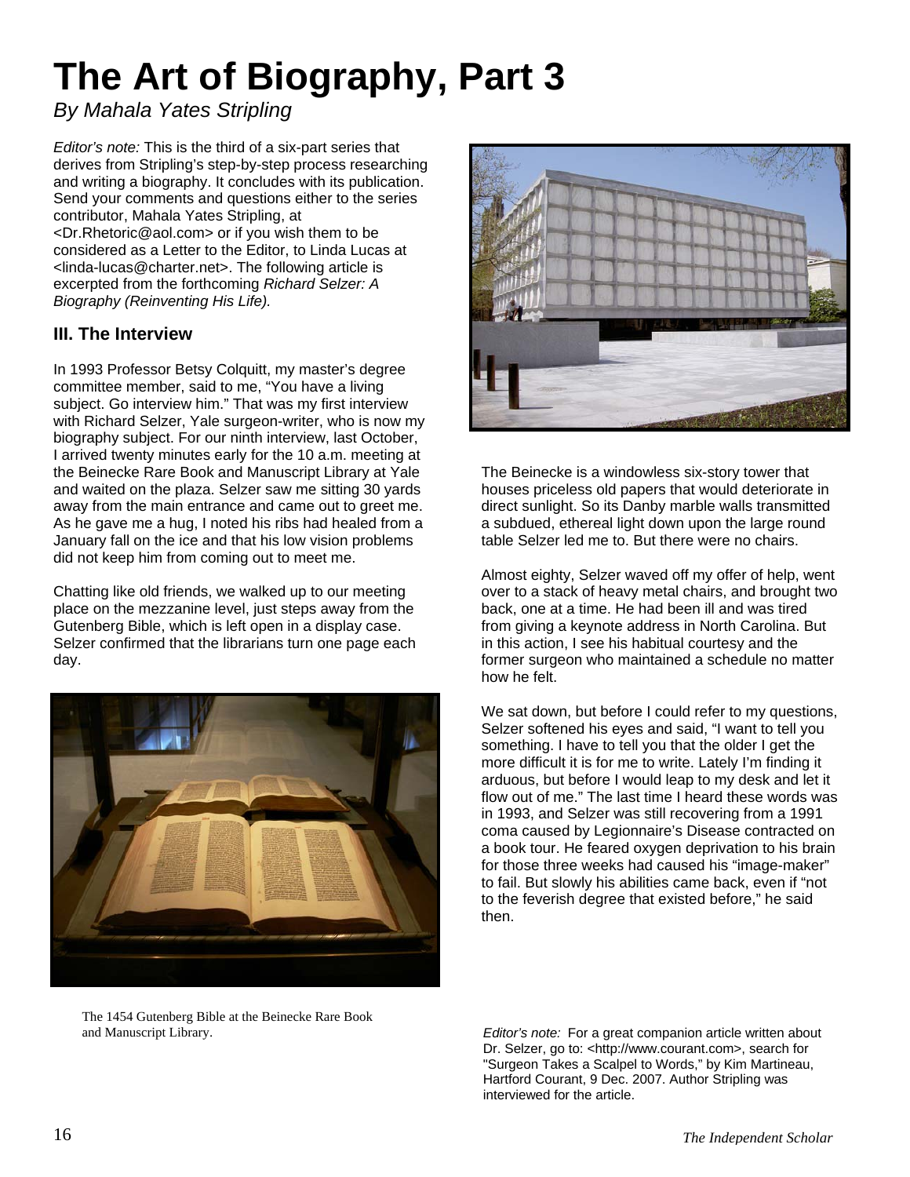# The Art of Biography, Part 3

*By Mahala Yates Stripling*

*Editor's note:* This is the third of a six-part series that derives from Stripling's step-by-step process researching and writing a biography. It concludes with its publication. Send your comments and questions either to the series contributor, Mahala Yates Stripling, at <Dr.Rhetoric@aol.com> or if you wish them to be considered as a Letter to the Editor, to Linda Lucas at <linda-lucas@charter.net>. The following article is excerpted from the forthcoming *Richard Selzer: A Biography (Reinventing His Life).*

### III. The Interview

In 1993 Professor Betsy Colquitt, my master's degree committee member, said to me, "You have a living subject. Go interview him." That was my first interview with Richard Selzer, Yale surgeon-writer, who is now my biography subject. For our ninth interview, last October, I arrived twenty minutes early for the 10 a.m. meeting at the Beinecke Rare Book and Manuscript Library at Yale and waited on the plaza. Selzer saw me sitting 30 yards away from the main entrance and came out to greet me. As he gave me a hug, I noted his ribs had healed from a January fall on the ice and that his low vision problems did not keep him from coming out to meet me.

Chatting like old friends, we walked up to our meeting place on the mezzanine level, just steps away from the Gutenberg Bible, which is left open in a display case. Selzer confirmed that the librarians turn one page each day.

The 1454 Gutenberg Bible at the Beinecke Rare Book and Manuscript Library.

The Beinecke is a windowless six-story tower that houses priceless old papers that would deteriorate in direct sunlight. So its Danby marble walls transmitted a subdued, ethereal light down upon the large round table Selzer led me to. But there were no chairs.

Almost eighty, Selzer waved off my offer of help, went over to a stack of heavy metal chairs, and brought two back, one at a time. He had been ill and was tired from giving a keynote address in North Carolina. But in this action, I see his habitual courtesy and the former surgeon who maintained a schedule no matter how he felt.

We sat down, but before I could refer to my questions, Selzer softened his eyes and said, "I want to tell you something. I have to tell you that the older I get the more difficult it is for me to write. Lately I'm finding it arduous, but before I would leap to my desk and let it flow out of me." The last time I heard these words was in 1993, and Selzer was still recovering from a 1991 coma caused by Legionnaire's Disease contracted on a book tour. He feared oxygen deprivation to his brain for those three weeks had caused his "image-maker" to fail. But slowly his abilities came back, even if "not to the feverish degree that existed before," he said then.

*Editor's note:* For a great companion article written about Dr. Selzer, go to: <http://www.courant.com>, search for "Surgeon Takes a Scalpel to Words," by Kim Martineau, Hartford Courant, 9 Dec. 2007. Author Stripling was interviewed for the article.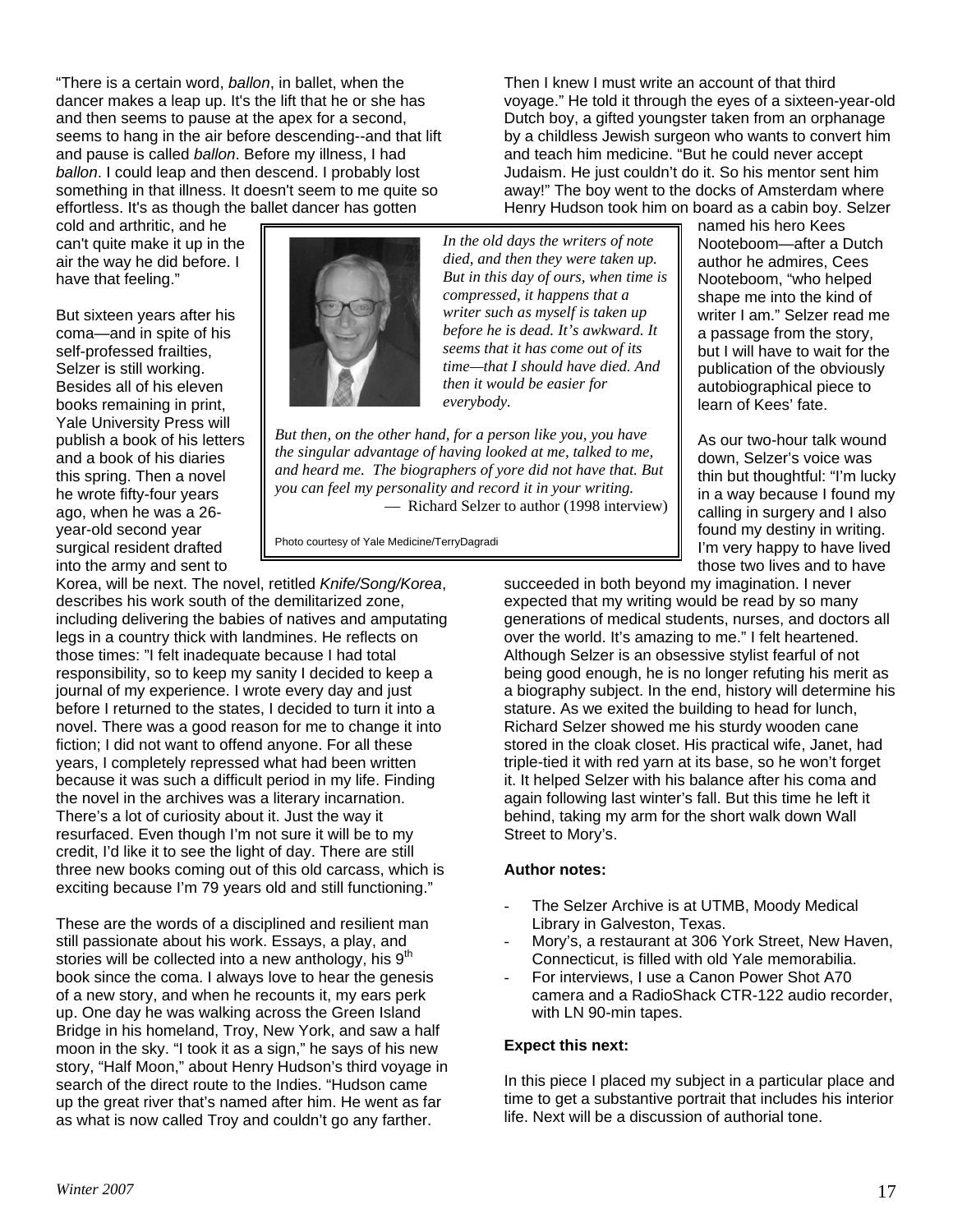"There is a certain word, *ballon*, in ballet, when the dancer makes a leap up. It's the lift that he or she has and then seems to pause at the apex for a second, seems to hang in the air before descending--and that lift and pause is called *ballon*. Before my illness, I had *ballon*. I could leap and then descend. I probably lost something in that illness. It doesn't seem to me quite so effortless. It's as though the ballet dancer has gotten cold and arthritic, and he can't quite make it up in the air the way he did before. I have that feeling."

But sixteen years after his coma—and in spite of his self-professed frailties, Selzer is still working. Besides all of his eleven books remaining in print, Yale University Press will publish a book of his letters and a book of his diaries this spring. Then a novel he wrote fifty-four years ago, when he was a 26-year-old second year surgical resident drafted into the army and sent to Korea, will be next. The novel, retitled *Knife/Song/Korea*, describes his work south of the demilitarized zone, including delivering the babies of natives and amputating legs in a country thick with landmines. He reflects on those times: "I felt inadequate because I had total responsibility, so to keep my sanity I decided to keep a journal of my experience. I wrote every day and just before I returned to the states, I decided to turn it into a novel. There was a good reason for me to change it into fiction; I did not want to offend anyone. For all these years, I completely repressed what had been written because it was such a difficult period in my life. Finding the novel in the archives was a literary incarnation. There's a lot of curiosity about it. Just the way it resurfaced. Even though I'm not sure it will be to my credit, I'd like it to see the light of day. There are still three new books coming out of this old carcass, which is exciting because I'm 79 years old and still functioning."

> *In the old days the writers of note died, and then they were taken up. But in this day of ours, when time is compressed, it happens that a writer such as myself is taken up before he is dead. It's awkward. It seems that it has come out of its time—that I should have died. And then it would be easier for everybody.*
>
> *But then, on the other hand, for a person like you, you have the singular advantage of having looked at me, talked to me, and heard me. The biographers of yore did not have that. But you can feel my personality and record it in your writing.*
> — Richard Selzer to author (1998 interview)
>
> Photo courtesy of Yale Medicine/TerryDagradi

These are the words of a disciplined and resilient man still passionate about his work. Essays, a play, and stories will be collected into a new anthology, his 9th book since the coma. I always love to hear the genesis of a new story, and when he recounts it, my ears perk up. One day he was walking across the Green Island Bridge in his homeland, Troy, New York, and saw a half moon in the sky. "I took it as a sign," he says of his new story, "Half Moon," about Henry Hudson's third voyage in search of the direct route to the Indies. "Hudson came up the great river that's named after him. He went as far as what is now called Troy and couldn't go any farther. Then I knew I must write an account of that third voyage." He told it through the eyes of a sixteen-year-old Dutch boy, a gifted youngster taken from an orphanage by a childless Jewish surgeon who wants to convert him and teach him medicine. "But he could never accept Judaism. He just couldn't do it. So his mentor sent him away!" The boy went to the docks of Amsterdam where Henry Hudson took him on board as a cabin boy. Selzer named his hero Kees Nooteboom—after a Dutch author he admires, Cees Nooteboom, "who helped shape me into the kind of writer I am." Selzer read me a passage from the story, but I will have to wait for the publication of the obviously autobiographical piece to learn of Kees' fate.

As our two-hour talk wound down, Selzer's voice was thin but thoughtful: "I'm lucky in a way because I found my calling in surgery and I also found my destiny in writing. I'm very happy to have lived those two lives and to have succeeded in both beyond my imagination. I never expected that my writing would be read by so many generations of medical students, nurses, and doctors all over the world. It's amazing to me." I felt heartened. Although Selzer is an obsessive stylist fearful of not being good enough, he is no longer refuting his merit as a biography subject. In the end, history will determine his stature. As we exited the building to head for lunch, Richard Selzer showed me his sturdy wooden cane stored in the cloak closet. His practical wife, Janet, had triple-tied it with red yarn at its base, so he won't forget it. It helped Selzer with his balance after his coma and again following last winter's fall. But this time he left it behind, taking my arm for the short walk down Wall Street to Mory's.

**Author notes:**

- The Selzer Archive is at UTMB, Moody Medical Library in Galveston, Texas.
- Mory's, a restaurant at 306 York Street, New Haven, Connecticut, is filled with old Yale memorabilia.
- For interviews, I use a Canon Power Shot A70 camera and a RadioShack CTR-122 audio recorder, with LN 90-min tapes.

**Expect this next:**

In this piece I placed my subject in a particular place and time to get a substantive portrait that includes his interior life. Next will be a discussion of authorial tone.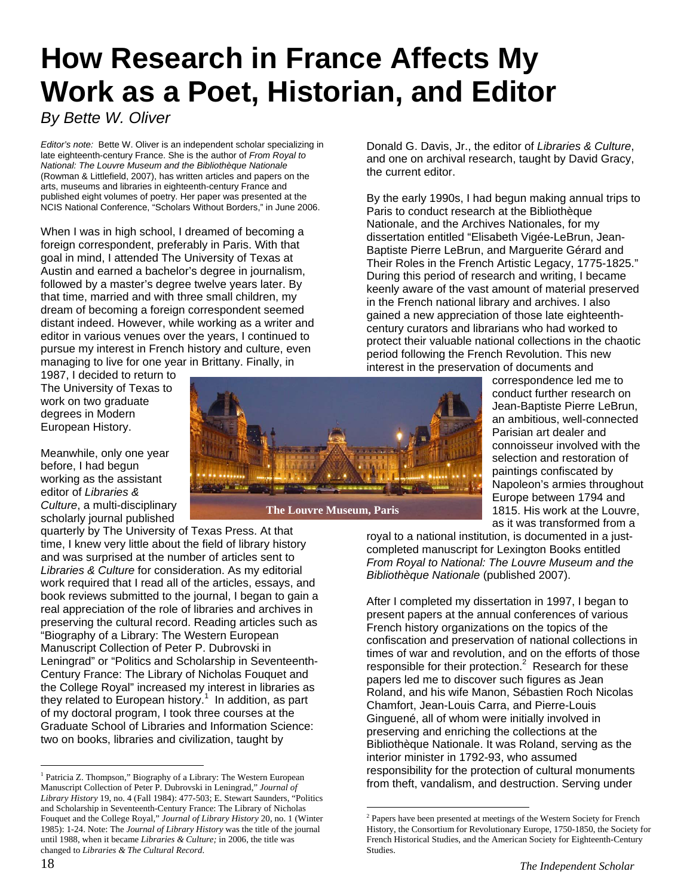# How Research in France Affects My Work as a Poet, Historian, and Editor

*By Bette W. Oliver*

*Editor's note:* Bette W. Oliver is an independent scholar specializing in late eighteenth-century France. She is the author of *From Royal to National: The Louvre Museum and the Bibliothèque Nationale* (Rowman & Littlefield, 2007), has written articles and papers on the arts, museums and libraries in eighteenth-century France and published eight volumes of poetry. Her paper was presented at the NCIS National Conference, "Scholars Without Borders," in June 2006.

When I was in high school, I dreamed of becoming a foreign correspondent, preferably in Paris. With that goal in mind, I attended The University of Texas at Austin and earned a bachelor's degree in journalism, followed by a master's degree twelve years later. By that time, married and with three small children, my dream of becoming a foreign correspondent seemed distant indeed. However, while working as a writer and editor in various venues over the years, I continued to pursue my interest in French history and culture, even managing to live for one year in Brittany. Finally, in 1987, I decided to return to The University of Texas to work on two graduate degrees in Modern European History.

The Louvre Museum, Paris

Meanwhile, only one year before, I had begun working as the assistant editor of *Libraries & Culture*, a multi-disciplinary scholarly journal published quarterly by The University of Texas Press. At that time, I knew very little about the field of library history and was surprised at the number of articles sent to *Libraries & Culture* for consideration. As my editorial work required that I read all of the articles, essays, and book reviews submitted to the journal, I began to gain a real appreciation of the role of libraries and archives in preserving the cultural record. Reading articles such as "Biography of a Library: The Western European Manuscript Collection of Peter P. Dubrovski in Leningrad" or "Politics and Scholarship in Seventeenth-Century France: The Library of Nicholas Fouquet and the College Royal" increased my interest in libraries as they related to European history.[1] In addition, as part of my doctoral program, I took three courses at the Graduate School of Libraries and Information Science: two on books, libraries and civilization, taught by Donald G. Davis, Jr., the editor of *Libraries & Culture*, and one on archival research, taught by David Gracy, the current editor.

By the early 1990s, I had begun making annual trips to Paris to conduct research at the Bibliothèque Nationale, and the Archives Nationales, for my dissertation entitled "Elisabeth Vigée-LeBrun, Jean-Baptiste Pierre LeBrun, and Marguerite Gérard and Their Roles in the French Artistic Legacy, 1775-1825." During this period of research and writing, I became keenly aware of the vast amount of material preserved in the French national library and archives. I also gained a new appreciation of those late eighteenth-century curators and librarians who had worked to protect their valuable national collections in the chaotic period following the French Revolution. This new interest in the preservation of documents and correspondence led me to conduct further research on Jean-Baptiste Pierre LeBrun, an ambitious, well-connected Parisian art dealer and connoisseur involved with the selection and restoration of paintings confiscated by Napoleon's armies throughout Europe between 1794 and 1815. His work at the Louvre, as it was transformed from a royal to a national institution, is documented in a just-completed manuscript for Lexington Books entitled *From Royal to National: The Louvre Museum and the Bibliothèque Nationale* (published 2007).

After I completed my dissertation in 1997, I began to present papers at the annual conferences of various French history organizations on the topics of the confiscation and preservation of national collections in times of war and revolution, and on the efforts of those responsible for their protection.[2] Research for these papers led me to discover such figures as Jean Roland, and his wife Manon, Sébastien Roch Nicolas Chamfort, Jean-Louis Carra, and Pierre-Louis Ginguené, all of whom were initially involved in preserving and enriching the collections at the Bibliothèque Nationale. It was Roland, serving as the interior minister in 1792-93, who assumed responsibility for the protection of cultural monuments from theft, vandalism, and destruction. Serving under

---

[1] Patricia Z. Thompson," Biography of a Library: The Western European Manuscript Collection of Peter P. Dubrovski in Leningrad," *Journal of Library History* 19, no. 4 (Fall 1984): 477-503; E. Stewart Saunders, "Politics and Scholarship in Seventeenth-Century France: The Library of Nicholas Fouquet and the College Royal," *Journal of Library History* 20, no. 1 (Winter 1985): 1-24. Note: The *Journal of Library History* was the title of the journal until 1988, when it became *Libraries & Culture;* in 2006, the title was changed to *Libraries & The Cultural Record*.

[2] Papers have been presented at meetings of the Western Society for French History, the Consortium for Revolutionary Europe, 1750-1850, the Society for French Historical Studies, and the American Society for Eighteenth-Century Studies.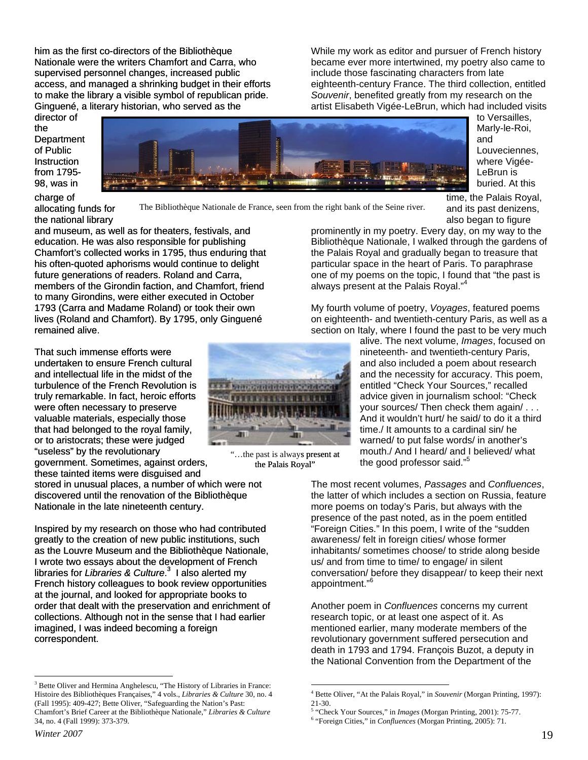him as the first co-directors of the Bibliothèque Nationale were the writers Chamfort and Carra, who supervised personnel changes, increased public access, and managed a shrinking budget in their efforts to make the library a visible symbol of republican pride. Ginguené, a literary historian, who served as the director of the Department of Public Instruction from 1795-98, was in charge of allocating funds for the national library and museum, as well as for theaters, festivals, and education. He was also responsible for publishing Chamfort's collected works in 1795, thus enduring that his often-quoted aphorisms would continue to delight future generations of readers. Roland and Carra, members of the Girondin faction, and Chamfort, friend to many Girondins, were either executed in October 1793 (Carra and Madame Roland) or took their own lives (Roland and Chamfort). By 1795, only Ginguené remained alive.

The Bibliothèque Nationale de France, seen from the right bank of the Seine river.

That such immense efforts were undertaken to ensure French cultural and intellectual life in the midst of the turbulence of the French Revolution is truly remarkable. In fact, heroic efforts were often necessary to preserve valuable materials, especially those that had belonged to the royal family, or to aristocrats; these were judged "useless" by the revolutionary government. Sometimes, against orders, these tainted items were disguised and stored in unusual places, a number of which were not discovered until the renovation of the Bibliothèque Nationale in the late nineteenth century.

"…the past is always present at the Palais Royal"

Inspired by my research on those who had contributed greatly to the creation of new public institutions, such as the Louvre Museum and the Bibliothèque Nationale, I wrote two essays about the development of French libraries for *Libraries & Culture*.[3] I also alerted my French history colleagues to book review opportunities at the journal, and looked for appropriate books to order that dealt with the preservation and enrichment of collections. Although not in the sense that I had earlier imagined, I was indeed becoming a foreign correspondent.

While my work as editor and pursuer of French history became ever more intertwined, my poetry also came to include those fascinating characters from late eighteenth-century France. The third collection, entitled *Souvenir*, benefited greatly from my research on the artist Elisabeth Vigée-LeBrun, which had included visits to Versailles, Marly-le-Roi, and Louveciennes, where Vigée-LeBrun is buried. At this time, the Palais Royal, and its past denizens, also began to figure prominently in my poetry. Every day, on my way to the Bibliothèque Nationale, I walked through the gardens of the Palais Royal and gradually began to treasure that particular space in the heart of Paris. To paraphrase one of my poems on the topic, I found that "the past is always present at the Palais Royal."[4]

My fourth volume of poetry, *Voyages*, featured poems on eighteenth- and twentieth-century Paris, as well as a section on Italy, where I found the past to be very much alive. The next volume, *Images*, focused on nineteenth- and twentieth-century Paris, and also included a poem about research and the necessity for accuracy. This poem, entitled "Check Your Sources," recalled advice given in journalism school: "Check your sources/ Then check them again/ . . . And it wouldn't hurt/ he said/ to do it a third time./ It amounts to a cardinal sin/ he warned/ to put false words/ in another's mouth./ And I heard/ and I believed/ what the good professor said."[5]

The most recent volumes, *Passages* and *Confluences*, the latter of which includes a section on Russia, feature more poems on today's Paris, but always with the presence of the past noted, as in the poem entitled "Foreign Cities." In this poem, I write of the "sudden awareness/ felt in foreign cities/ whose former inhabitants/ sometimes choose/ to stride along beside us/ and from time to time/ to engage/ in silent conversation/ before they disappear/ to keep their next appointment."[6]

Another poem in *Confluences* concerns my current research topic, or at least one aspect of it. As mentioned earlier, many moderate members of the revolutionary government suffered persecution and death in 1793 and 1794. François Buzot, a deputy in the National Convention from the Department of the

---

[3] Bette Oliver and Hermina Anghelescu, "The History of Libraries in France: Histoire des Bibliothèques Françaises," 4 vols., *Libraries & Culture* 30, no. 4 (Fall 1995): 409-427; Bette Oliver, "Safeguarding the Nation's Past: Chamfort's Brief Career at the Bibliothèque Nationale," *Libraries & Culture* 34, no. 4 (Fall 1999): 373-379.

[4] Bette Oliver, "At the Palais Royal," in *Souvenir* (Morgan Printing, 1997): 21-30.

[5] "Check Your Sources," in *Images* (Morgan Printing, 2001): 75-77.

[6] "Foreign Cities," in *Confluences* (Morgan Printing, 2005): 71.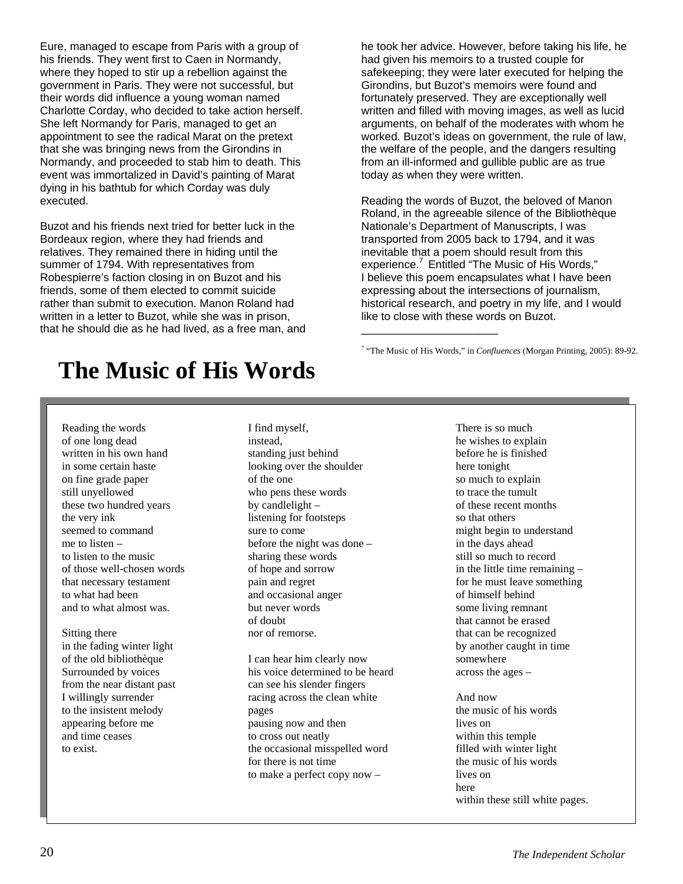Eure, managed to escape from Paris with a group of his friends. They went first to Caen in Normandy, where they hoped to stir up a rebellion against the government in Paris. They were not successful, but their words did influence a young woman named Charlotte Corday, who decided to take action herself. She left Normandy for Paris, managed to get an appointment to see the radical Marat on the pretext that she was bringing news from the Girondins in Normandy, and proceeded to stab him to death. This event was immortalized in David's painting of Marat dying in his bathtub for which Corday was duly executed.

Buzot and his friends next tried for better luck in the Bordeaux region, where they had friends and relatives. They remained there in hiding until the summer of 1794. With representatives from Robespierre's faction closing in on Buzot and his friends, some of them elected to commit suicide rather than submit to execution. Manon Roland had written in a letter to Buzot, while she was in prison, that he should die as he had lived, as a free man, and he took her advice. However, before taking his life, he had given his memoirs to a trusted couple for safekeeping; they were later executed for helping the Girondins, but Buzot's memoirs were found and fortunately preserved. They are exceptionally well written and filled with moving images, as well as lucid arguments, on behalf of the moderates with whom he worked. Buzot's ideas on government, the rule of law, the welfare of the people, and the dangers resulting from an ill-informed and gullible public are as true today as when they were written.

Reading the words of Buzot, the beloved of Manon Roland, in the agreeable silence of the Bibliothèque Nationale's Department of Manuscripts, I was transported from 2005 back to 1794, and it was inevitable that a poem should result from this experience.[7] Entitled "The Music of His Words," I believe this poem encapsulates what I have been expressing about the intersections of journalism, historical research, and poetry in my life, and I would like to close with these words on Buzot.

---

[7] "The Music of His Words," in *Confluences* (Morgan Printing, 2005): 89-92.

# The Music of His Words

Reading the words  
of one long dead  
written in his own hand  
in some certain haste  
on fine grade paper  
still unyellowed  
these two hundred years  
the very ink  
seemed to command  
me to listen –  
to listen to the music  
of those well-chosen words  
that necessary testament  
to what had been  
and to what almost was.

Sitting there  
in the fading winter light  
of the old bibliothèque  
Surrounded by voices  
from the near distant past  
I willingly surrender  
to the insistent melody  
appearing before me  
and time ceases  
to exist.

I find myself,  
instead,  
standing just behind  
looking over the shoulder  
of the one  
who pens these words  
by candlelight –  
listening for footsteps  
sure to come  
before the night was done –  
sharing these words  
of hope and sorrow  
pain and regret  
and occasional anger  
but never words  
of doubt  
nor of remorse.

I can hear him clearly now  
his voice determined to be heard  
can see his slender fingers  
racing across the clean white  
pages  
pausing now and then  
to cross out neatly  
the occasional misspelled word  
for there is not time  
to make a perfect copy now –

There is so much  
he wishes to explain  
before he is finished  
here tonight  
so much to explain  
to trace the tumult  
of these recent months  
so that others  
might begin to understand  
in the days ahead  
still so much to record  
in the little time remaining –  
for he must leave something  
of himself behind  
some living remnant  
that cannot be erased  
that can be recognized  
by another caught in time  
somewhere  
across the ages –

And now  
the music of his words  
lives on  
within this temple  
filled with winter light  
the music of his words  
lives on  
here  
within these still white pages.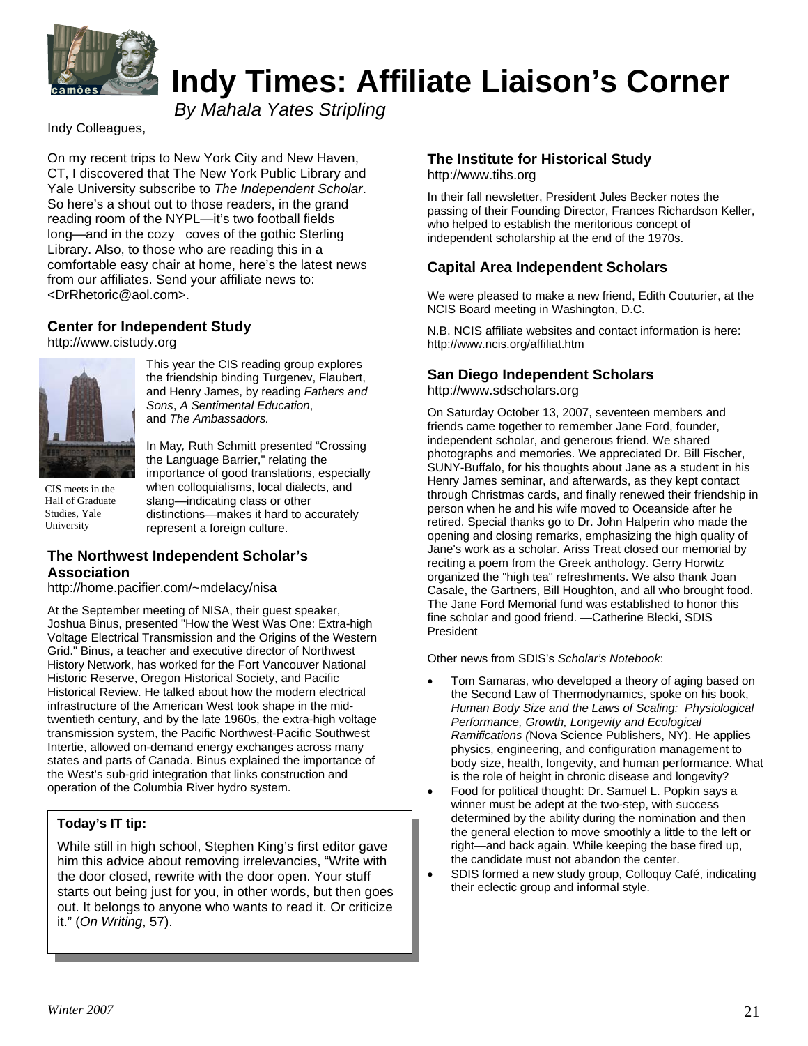# Indy Times: Affiliate Liaison's Corner

*By Mahala Yates Stripling*

Indy Colleagues,

On my recent trips to New York City and New Haven, CT, I discovered that The New York Public Library and Yale University subscribe to *The Independent Scholar*. So here's a shout out to those readers, in the grand reading room of the NYPL—it's two football fields long—and in the cozy coves of the gothic Sterling Library. Also, to those who are reading this in a comfortable easy chair at home, here's the latest news from our affiliates. Send your affiliate news to: <DrRhetoric@aol.com>.

### Center for Independent Study

http://www.cistudy.org

CIS meets in the Hall of Graduate Studies, Yale University

This year the CIS reading group explores the friendship binding Turgenev, Flaubert, and Henry James, by reading *Fathers and Sons*, *A Sentimental Education*, and *The Ambassadors.*

In May, Ruth Schmitt presented "Crossing the Language Barrier," relating the importance of good translations, especially when colloquialisms, local dialects, and slang—indicating class or other distinctions—makes it hard to accurately represent a foreign culture.

### The Northwest Independent Scholar's Association

http://home.pacifier.com/~mdelacy/nisa

At the September meeting of NISA, their guest speaker, Joshua Binus, presented "How the West Was One: Extra-high Voltage Electrical Transmission and the Origins of the Western Grid." Binus, a teacher and executive director of Northwest History Network, has worked for the Fort Vancouver National Historic Reserve, Oregon Historical Society, and Pacific Historical Review. He talked about how the modern electrical infrastructure of the American West took shape in the mid-twentieth century, and by the late 1960s, the extra-high voltage transmission system, the Pacific Northwest-Pacific Southwest Intertie, allowed on-demand energy exchanges across many states and parts of Canada. Binus explained the importance of the West's sub-grid integration that links construction and operation of the Columbia River hydro system.

> **Today's IT tip:**
>
> While still in high school, Stephen King's first editor gave him this advice about removing irrelevancies, "Write with the door closed, rewrite with the door open. Your stuff starts out being just for you, in other words, but then goes out. It belongs to anyone who wants to read it. Or criticize it." (*On Writing*, 57).

### The Institute for Historical Study

http://www.tihs.org

In their fall newsletter, President Jules Becker notes the passing of their Founding Director, Frances Richardson Keller, who helped to establish the meritorious concept of independent scholarship at the end of the 1970s.

### Capital Area Independent Scholars

We were pleased to make a new friend, Edith Couturier, at the NCIS Board meeting in Washington, D.C.

N.B. NCIS affiliate websites and contact information is here: http://www.ncis.org/affiliat.htm

### San Diego Independent Scholars

http://www.sdscholars.org

On Saturday October 13, 2007, seventeen members and friends came together to remember Jane Ford, founder, independent scholar, and generous friend. We shared photographs and memories. We appreciated Dr. Bill Fischer, SUNY-Buffalo, for his thoughts about Jane as a student in his Henry James seminar, and afterwards, as they kept contact through Christmas cards, and finally renewed their friendship in person when he and his wife moved to Oceanside after he retired. Special thanks go to Dr. John Halperin who made the opening and closing remarks, emphasizing the high quality of Jane's work as a scholar. Ariss Treat closed our memorial by reciting a poem from the Greek anthology. Gerry Horwitz organized the "high tea" refreshments. We also thank Joan Casale, the Gartners, Bill Houghton, and all who brought food. The Jane Ford Memorial fund was established to honor this fine scholar and good friend. —Catherine Blecki, SDIS President

Other news from SDIS's *Scholar's Notebook*:

- Tom Samaras, who developed a theory of aging based on the Second Law of Thermodynamics, spoke on his book, *Human Body Size and the Laws of Scaling: Physiological Performance, Growth, Longevity and Ecological Ramifications (*Nova Science Publishers, NY). He applies physics, engineering, and configuration management to body size, health, longevity, and human performance. What is the role of height in chronic disease and longevity?
- Food for political thought: Dr. Samuel L. Popkin says a winner must be adept at the two-step, with success determined by the ability during the nomination and then the general election to move smoothly a little to the left or right—and back again. While keeping the base fired up, the candidate must not abandon the center.
- SDIS formed a new study group, Colloquy Café, indicating their eclectic group and informal style.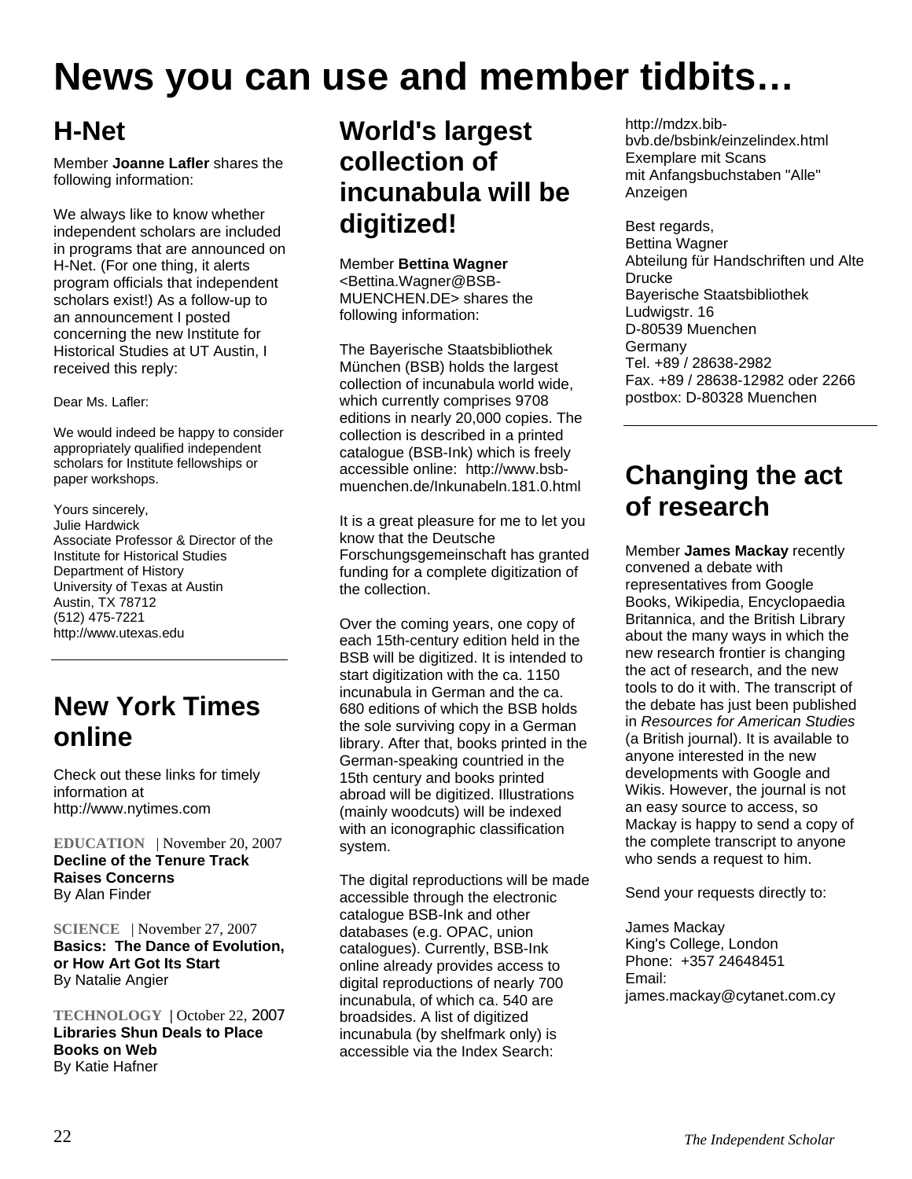# News you can use and member tidbits…

## H-Net

Member **Joanne Lafler** shares the following information:

We always like to know whether independent scholars are included in programs that are announced on H-Net. (For one thing, it alerts program officials that independent scholars exist!) As a follow-up to an announcement I posted concerning the new Institute for Historical Studies at UT Austin, I received this reply:

Dear Ms. Lafler:

We would indeed be happy to consider appropriately qualified independent scholars for Institute fellowships or paper workshops.

Yours sincerely,
Julie Hardwick
Associate Professor & Director of the Institute for Historical Studies
Department of History
University of Texas at Austin
Austin, TX 78712
(512) 475-7221
http://www.utexas.edu

---

## New York Times online

Check out these links for timely information at http://www.nytimes.com

**EDUCATION** | November 20, 2007
**Decline of the Tenure Track Raises Concerns**
By Alan Finder

**SCIENCE** | November 27, 2007
**Basics: The Dance of Evolution, or How Art Got Its Start**
By Natalie Angier

**TECHNOLOGY** | October 22, 2007
**Libraries Shun Deals to Place Books on Web**
By Katie Hafner

## World's largest collection of incunabula will be digitized!

Member **Bettina Wagner** <Bettina.Wagner@BSB-MUENCHEN.DE> shares the following information:

The Bayerische Staatsbibliothek München (BSB) holds the largest collection of incunabula world wide, which currently comprises 9708 editions in nearly 20,000 copies. The collection is described in a printed catalogue (BSB-Ink) which is freely accessible online: http://www.bsb-muenchen.de/Inkunabeln.181.0.html

It is a great pleasure for me to let you know that the Deutsche Forschungsgemeinschaft has granted funding for a complete digitization of the collection.

Over the coming years, one copy of each 15th-century edition held in the BSB will be digitized. It is intended to start digitization with the ca. 1150 incunabula in German and the ca. 680 editions of which the BSB holds the sole surviving copy in a German library. After that, books printed in the German-speaking countried in the 15th century and books printed abroad will be digitized. Illustrations (mainly woodcuts) will be indexed with an iconographic classification system.

The digital reproductions will be made accessible through the electronic catalogue BSB-Ink and other databases (e.g. OPAC, union catalogues). Currently, BSB-Ink online already provides access to digital reproductions of nearly 700 incunabula, of which ca. 540 are broadsides. A list of digitized incunabula (by shelfmark only) is accessible via the Index Search: http://mdzx.bib-bvb.de/bsbink/einzelindex.html
Exemplare mit Scans
mit Anfangsbuchstaben "Alle" Anzeigen

Best regards,
Bettina Wagner
Abteilung für Handschriften und Alte Drucke
Bayerische Staatsbibliothek
Ludwigstr. 16
D-80539 Muenchen
Germany
Tel. +89 / 28638-2982
Fax. +89 / 28638-12982 oder 2266
postbox: D-80328 Muenchen

---

## Changing the act of research

Member **James Mackay** recently convened a debate with representatives from Google Books, Wikipedia, Encyclopaedia Britannica, and the British Library about the many ways in which the new research frontier is changing the act of research, and the new tools to do it with. The transcript of the debate has just been published in *Resources for American Studies* (a British journal). It is available to anyone interested in the new developments with Google and Wikis. However, the journal is not an easy source to access, so Mackay is happy to send a copy of the complete transcript to anyone who sends a request to him.

Send your requests directly to:

James Mackay
King's College, London
Phone: +357 24648451
Email: james.mackay@cytanet.com.cy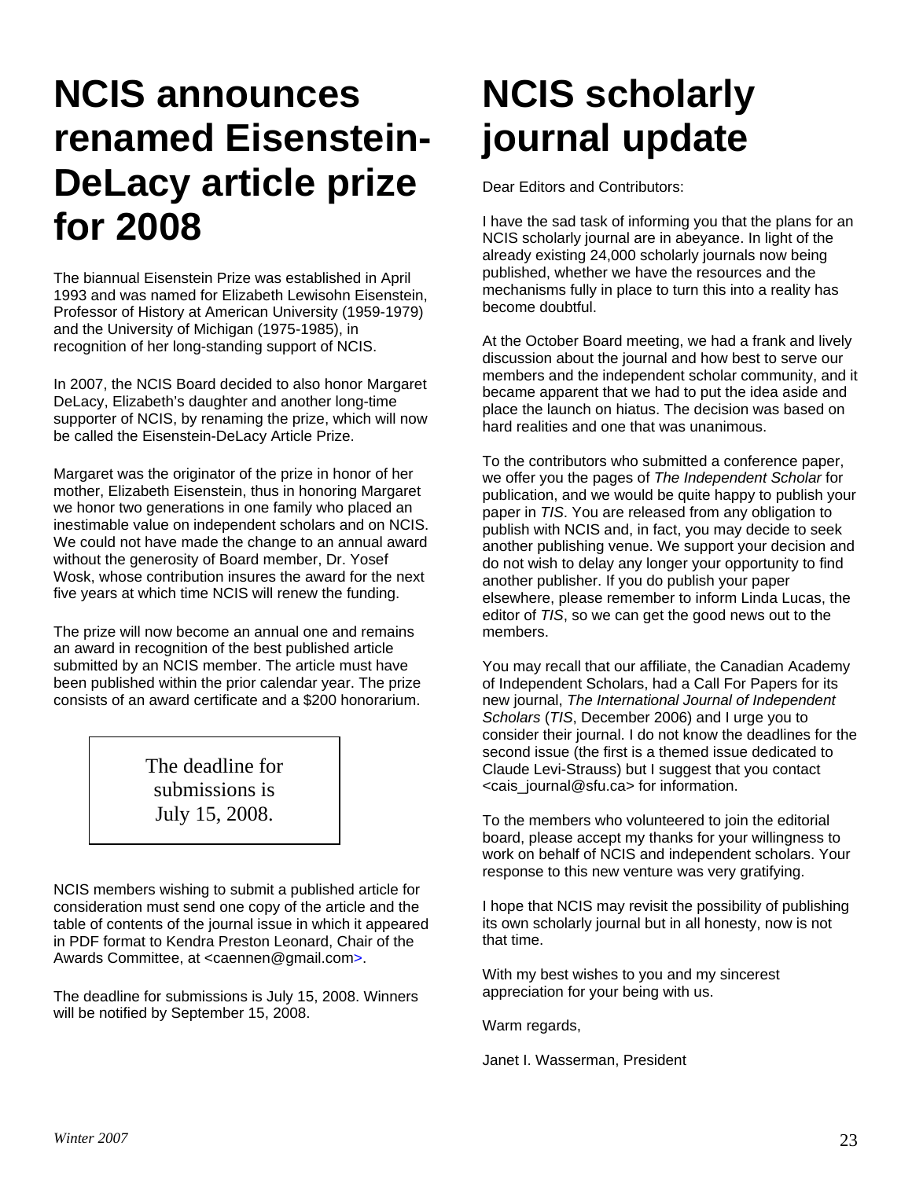# NCIS announces renamed Eisenstein-DeLacy article prize for 2008

The biannual Eisenstein Prize was established in April 1993 and was named for Elizabeth Lewisohn Eisenstein, Professor of History at American University (1959-1979) and the University of Michigan (1975-1985), in recognition of her long-standing support of NCIS.

In 2007, the NCIS Board decided to also honor Margaret DeLacy, Elizabeth's daughter and another long-time supporter of NCIS, by renaming the prize, which will now be called the Eisenstein-DeLacy Article Prize.

Margaret was the originator of the prize in honor of her mother, Elizabeth Eisenstein, thus in honoring Margaret we honor two generations in one family who placed an inestimable value on independent scholars and on NCIS. We could not have made the change to an annual award without the generosity of Board member, Dr. Yosef Wosk, whose contribution insures the award for the next five years at which time NCIS will renew the funding.

The prize will now become an annual one and remains an award in recognition of the best published article submitted by an NCIS member. The article must have been published within the prior calendar year. The prize consists of an award certificate and a $200 honorarium.

> The deadline for submissions is July 15, 2008.

NCIS members wishing to submit a published article for consideration must send one copy of the article and the table of contents of the journal issue in which it appeared in PDF format to Kendra Preston Leonard, Chair of the Awards Committee, at <caennen@gmail.com>.

The deadline for submissions is July 15, 2008. Winners will be notified by September 15, 2008.

# NCIS scholarly journal update

Dear Editors and Contributors:

I have the sad task of informing you that the plans for an NCIS scholarly journal are in abeyance. In light of the already existing 24,000 scholarly journals now being published, whether we have the resources and the mechanisms fully in place to turn this into a reality has become doubtful.

At the October Board meeting, we had a frank and lively discussion about the journal and how best to serve our members and the independent scholar community, and it became apparent that we had to put the idea aside and place the launch on hiatus. The decision was based on hard realities and one that was unanimous.

To the contributors who submitted a conference paper, we offer you the pages of *The Independent Scholar* for publication, and we would be quite happy to publish your paper in *TIS*. You are released from any obligation to publish with NCIS and, in fact, you may decide to seek another publishing venue. We support your decision and do not wish to delay any longer your opportunity to find another publisher. If you do publish your paper elsewhere, please remember to inform Linda Lucas, the editor of *TIS*, so we can get the good news out to the members.

You may recall that our affiliate, the Canadian Academy of Independent Scholars, had a Call For Papers for its new journal, *The International Journal of Independent Scholars* (*TIS*, December 2006) and I urge you to consider their journal. I do not know the deadlines for the second issue (the first is a themed issue dedicated to Claude Levi-Strauss) but I suggest that you contact <cais_journal@sfu.ca> for information.

To the members who volunteered to join the editorial board, please accept my thanks for your willingness to work on behalf of NCIS and independent scholars. Your response to this new venture was very gratifying.

I hope that NCIS may revisit the possibility of publishing its own scholarly journal but in all honesty, now is not that time.

With my best wishes to you and my sincerest appreciation for your being with us.

Warm regards,

Janet I. Wasserman, President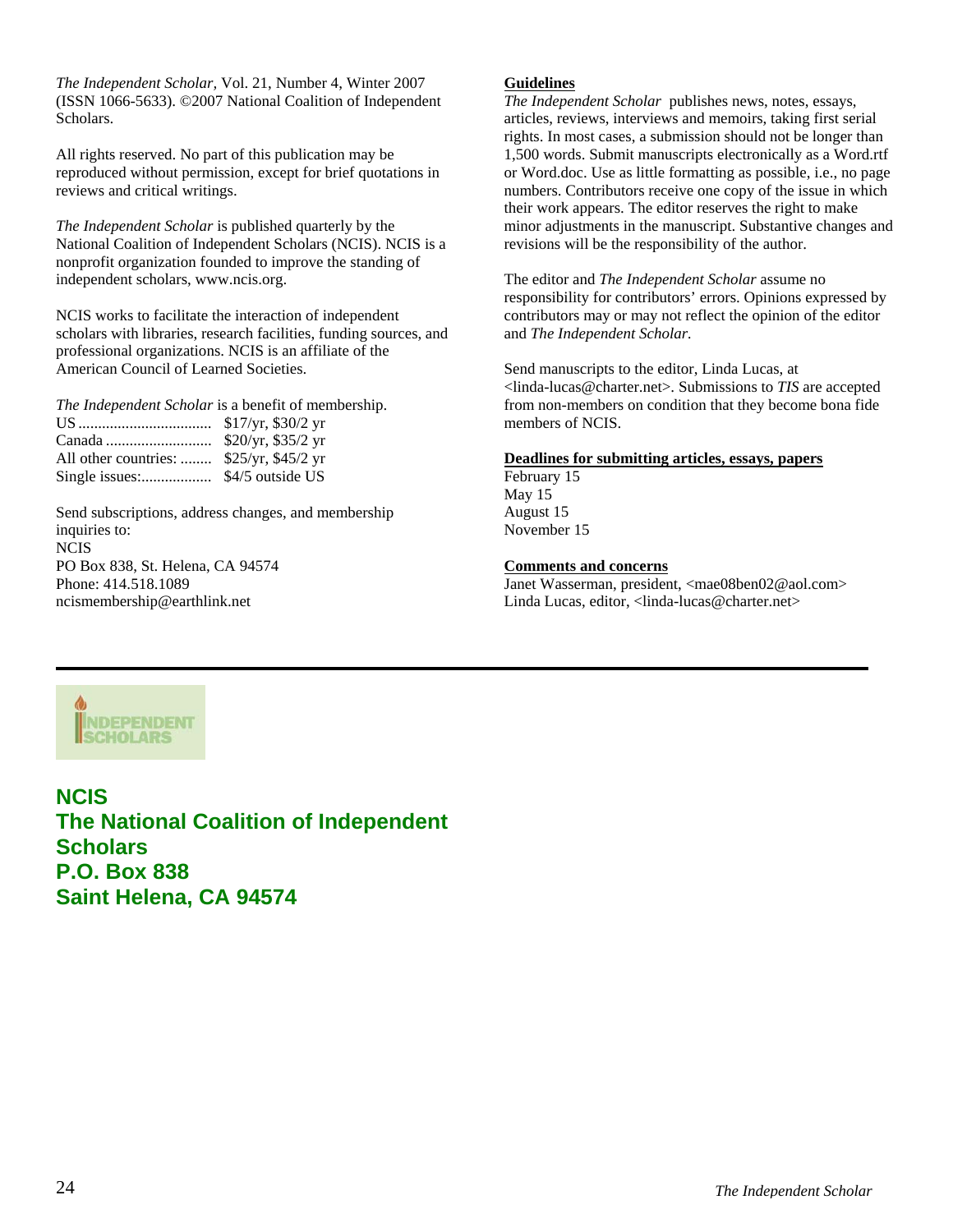*The Independent Scholar*, Vol. 21, Number 4, Winter 2007 (ISSN 1066-5633). ©2007 National Coalition of Independent Scholars.

All rights reserved. No part of this publication may be reproduced without permission, except for brief quotations in reviews and critical writings.

*The Independent Scholar* is published quarterly by the National Coalition of Independent Scholars (NCIS). NCIS is a nonprofit organization founded to improve the standing of independent scholars, www.ncis.org.

NCIS works to facilitate the interaction of independent scholars with libraries, research facilities, funding sources, and professional organizations. NCIS is an affiliate of the American Council of Learned Societies.

*The Independent Scholar* is a benefit of membership.

| | |
|---|---|
| US .................................. | $17/yr, $30/2 yr |
| Canada ........................... | $20/yr, $35/2 yr |
| All other countries: ........ | $25/yr, $45/2 yr |
| Single issues:.................. | $4/5 outside US |

Send subscriptions, address changes, and membership inquiries to:
NCIS
PO Box 838, St. Helena, CA 94574
Phone: 414.518.1089
ncismembership@earthlink.net

**Guidelines**

*The Independent Scholar* publishes news, notes, essays, articles, reviews, interviews and memoirs, taking first serial rights. In most cases, a submission should not be longer than 1,500 words. Submit manuscripts electronically as a Word.rtf or Word.doc. Use as little formatting as possible, i.e., no page numbers. Contributors receive one copy of the issue in which their work appears. The editor reserves the right to make minor adjustments in the manuscript. Substantive changes and revisions will be the responsibility of the author.

The editor and *The Independent Scholar* assume no responsibility for contributors' errors. Opinions expressed by contributors may or may not reflect the opinion of the editor and *The Independent Scholar.*

Send manuscripts to the editor, Linda Lucas, at <linda-lucas@charter.net>. Submissions to *TIS* are accepted from non-members on condition that they become bona fide members of NCIS.

**Deadlines for submitting articles, essays, papers**

February 15
May 15
August 15
November 15

**Comments and concerns**

Janet Wasserman, president, <mae08ben02@aol.com>
Linda Lucas, editor, <linda-lucas@charter.net>

---

INDEPENDENT SCHOLARS

**NCIS**
**The National Coalition of Independent Scholars**
**P.O. Box 838**
**Saint Helena, CA 94574**